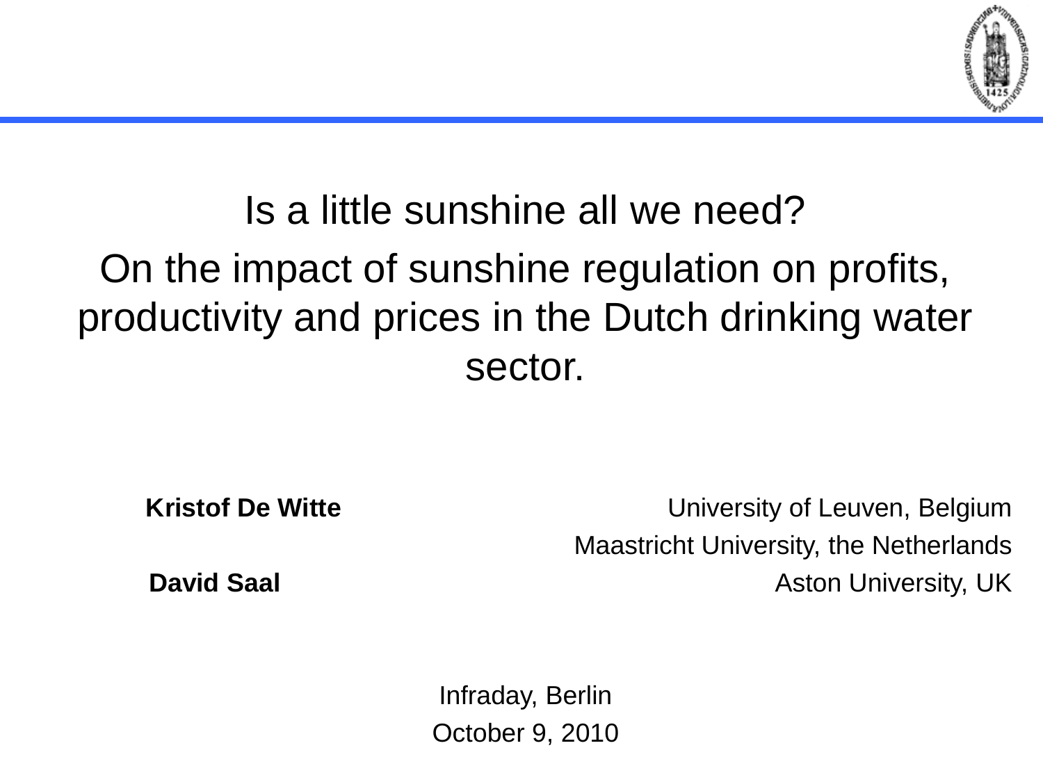# Is a little sunshine all we need?

# On the impact of sunshine regulation on profits, productivity and prices in the Dutch drinking water sector.

**Kristof De Witte** — University of Leuven, Belgium; Maastricht University, the Netherlands

**David Saal** — Aston University, UK

Infraday, Berlin

October 9, 2010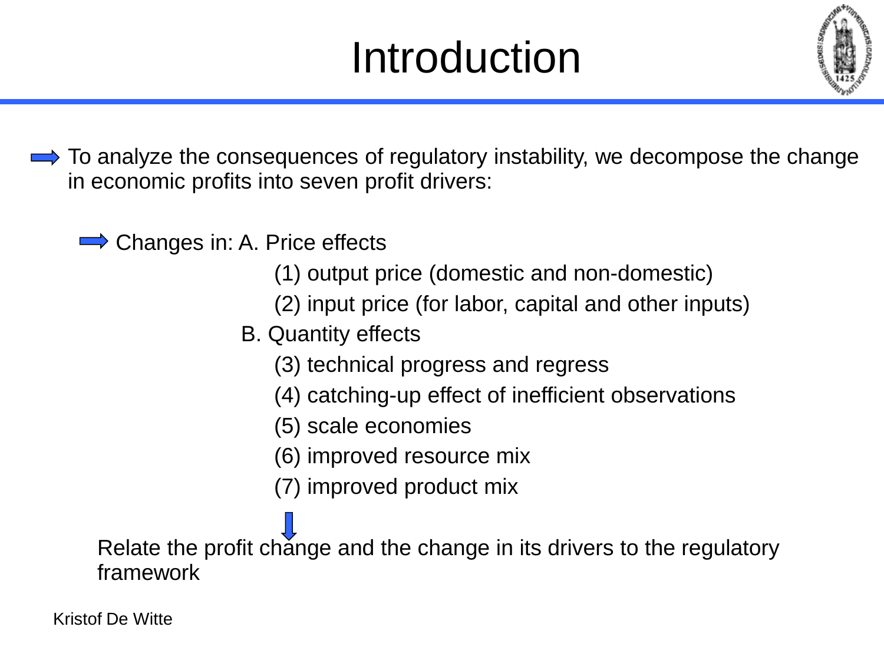# Introduction

- To analyze the consequences of regulatory instability, we decompose the change in economic profits into seven profit drivers:

  - Changes in: A. Price effects
    - (1) output price (domestic and non-domestic)
    - (2) input price (for labor, capital and other inputs)

    B. Quantity effects
    - (3) technical progress and regress
    - (4) catching-up effect of inefficient observations
    - (5) scale economies
    - (6) improved resource mix
    - (7) improved product mix

Relate the profit change and the change in its drivers to the regulatory framework

Kristof De Witte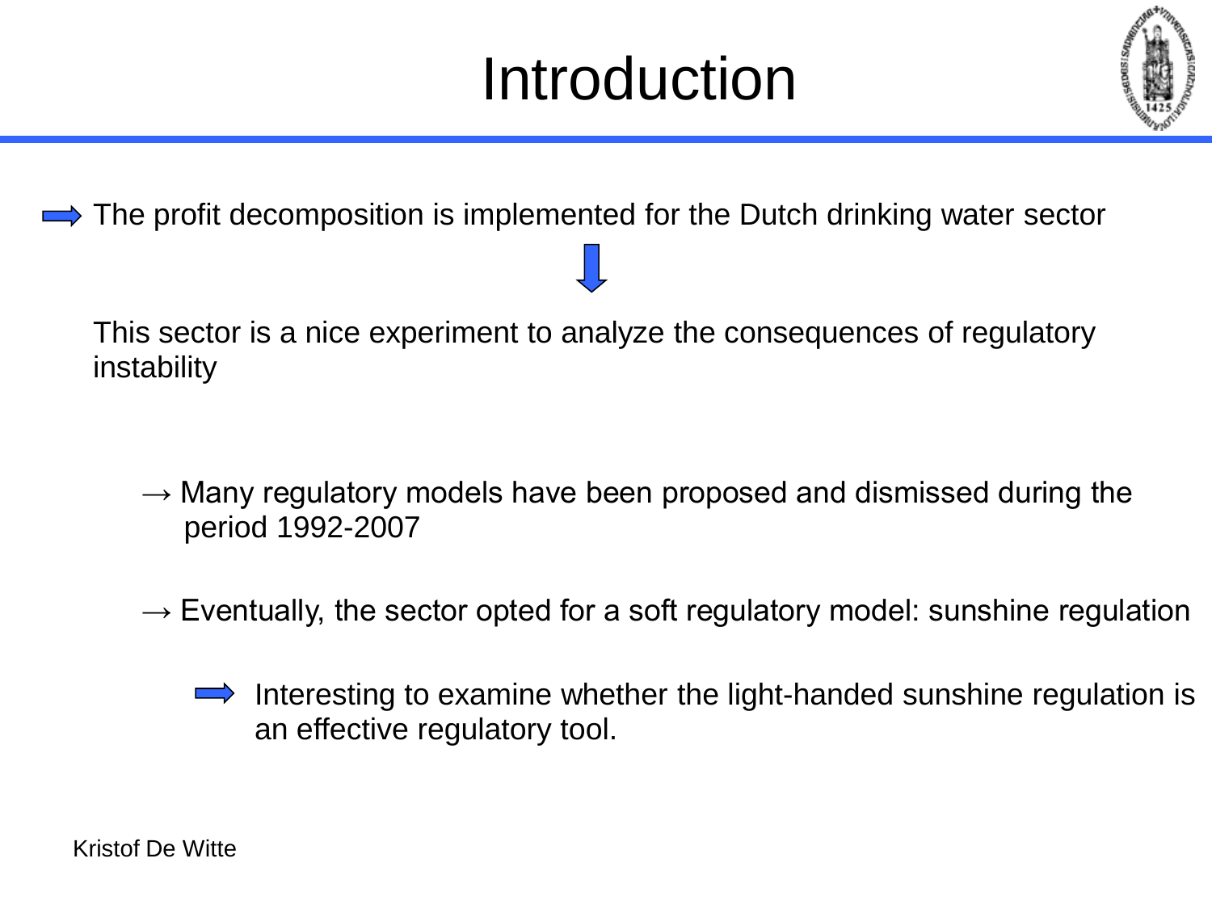# Introduction

➡ The profit decomposition is implemented for the Dutch drinking water sector

⬇

This sector is a nice experiment to analyze the consequences of regulatory instability

→ Many regulatory models have been proposed and dismissed during the period 1992-2007

→ Eventually, the sector opted for a soft regulatory model: sunshine regulation

➡ Interesting to examine whether the light-handed sunshine regulation is an effective regulatory tool.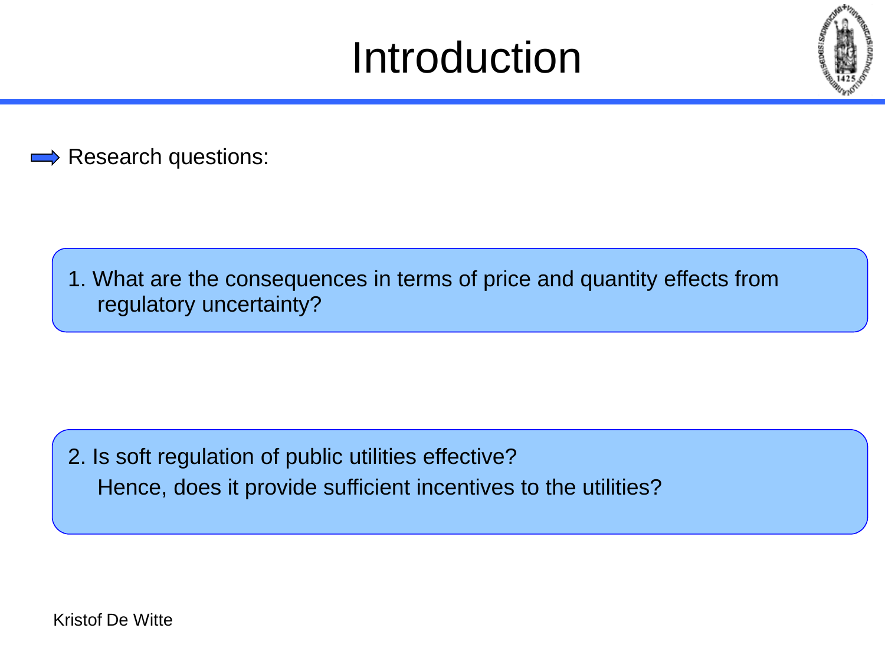# Introduction

➡ Research questions:

1. What are the consequences in terms of price and quantity effects from regulatory uncertainty?

2. Is soft regulation of public utilities effective?
   Hence, does it provide sufficient incentives to the utilities?

Kristof De Witte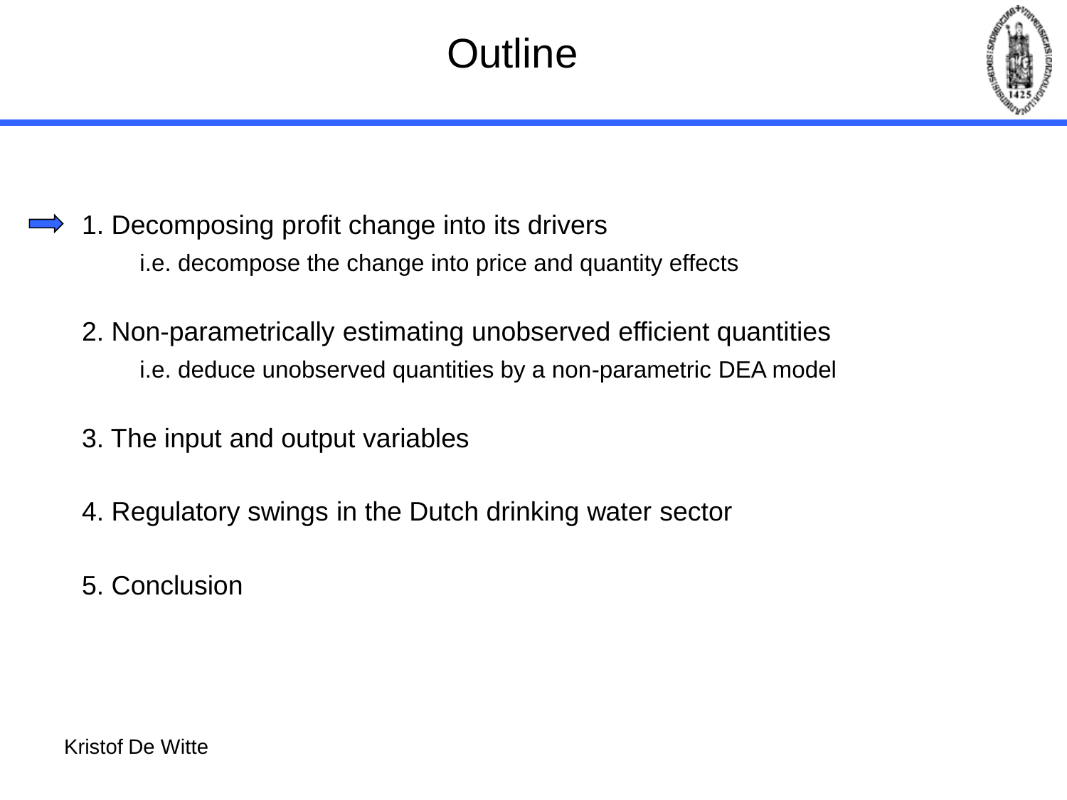# Outline

1. Decomposing profit change into its drivers
   - i.e. decompose the change into price and quantity effects
2. Non-parametrically estimating unobserved efficient quantities
   - i.e. deduce unobserved quantities by a non-parametric DEA model
3. The input and output variables
4. Regulatory swings in the Dutch drinking water sector
5. Conclusion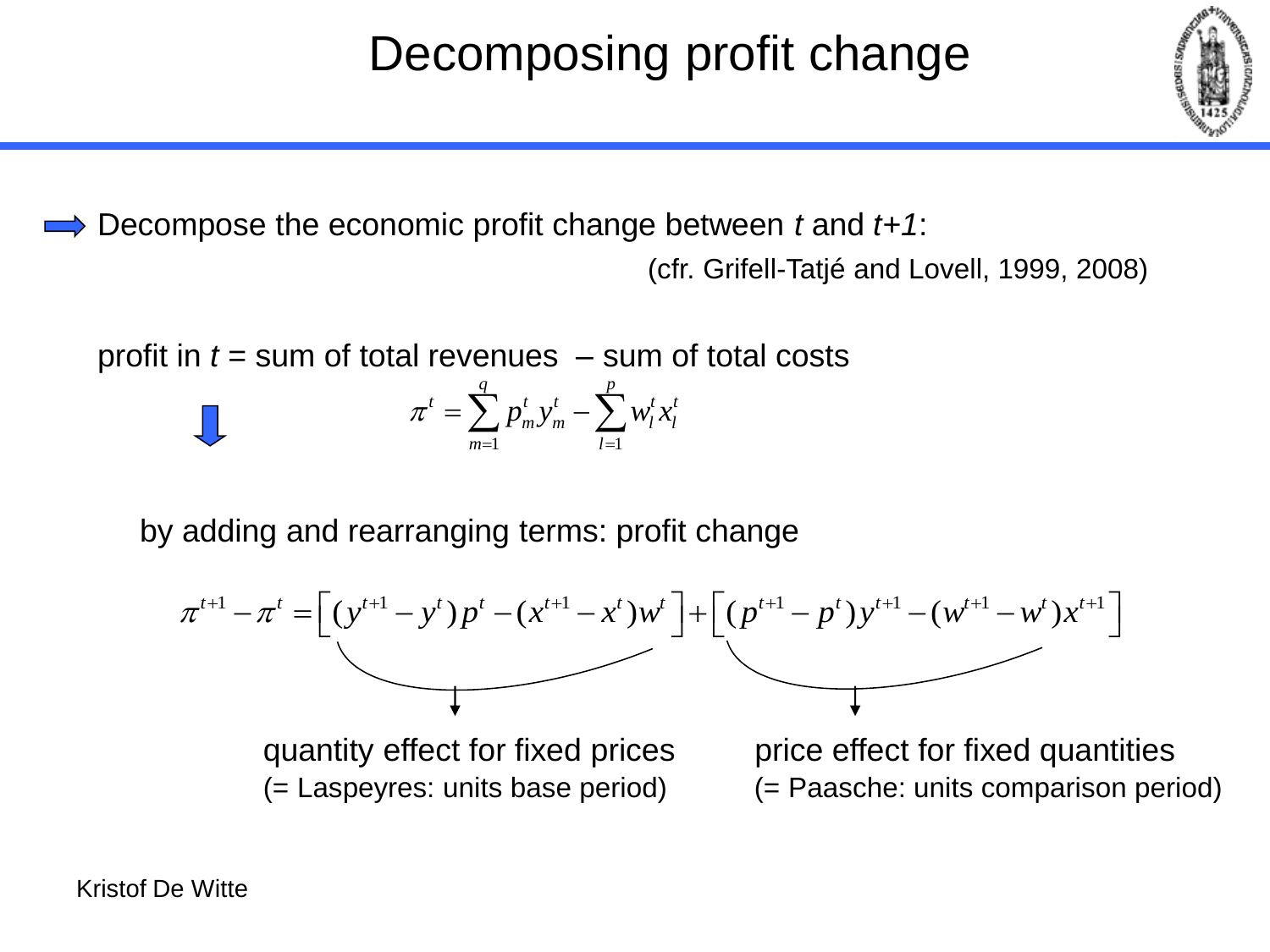# Decomposing profit change

- Decompose the economic profit change between *t* and *t+1*:

(cfr. Grifell-Tatjé and Lovell, 1999, 2008)

profit in *t* = sum of total revenues – sum of total costs

$$\pi^t = \sum_{m=1}^{q} p_m^t y_m^t - \sum_{l=1}^{p} w_l^t x_l^t$$

by adding and rearranging terms: profit change

$$\pi^{t+1} - \pi^t = \left[ (y^{t+1} - y^t) p^t - (x^{t+1} - x^t) w^t \right] + \left[ (p^{t+1} - p^t) y^{t+1} - (w^{t+1} - w^t) x^{t+1} \right]$$

- First bracket: quantity effect for fixed prices (= Laspeyres: units base period)
- Second bracket: price effect for fixed quantities (= Paasche: units comparison period)

Kristof De Witte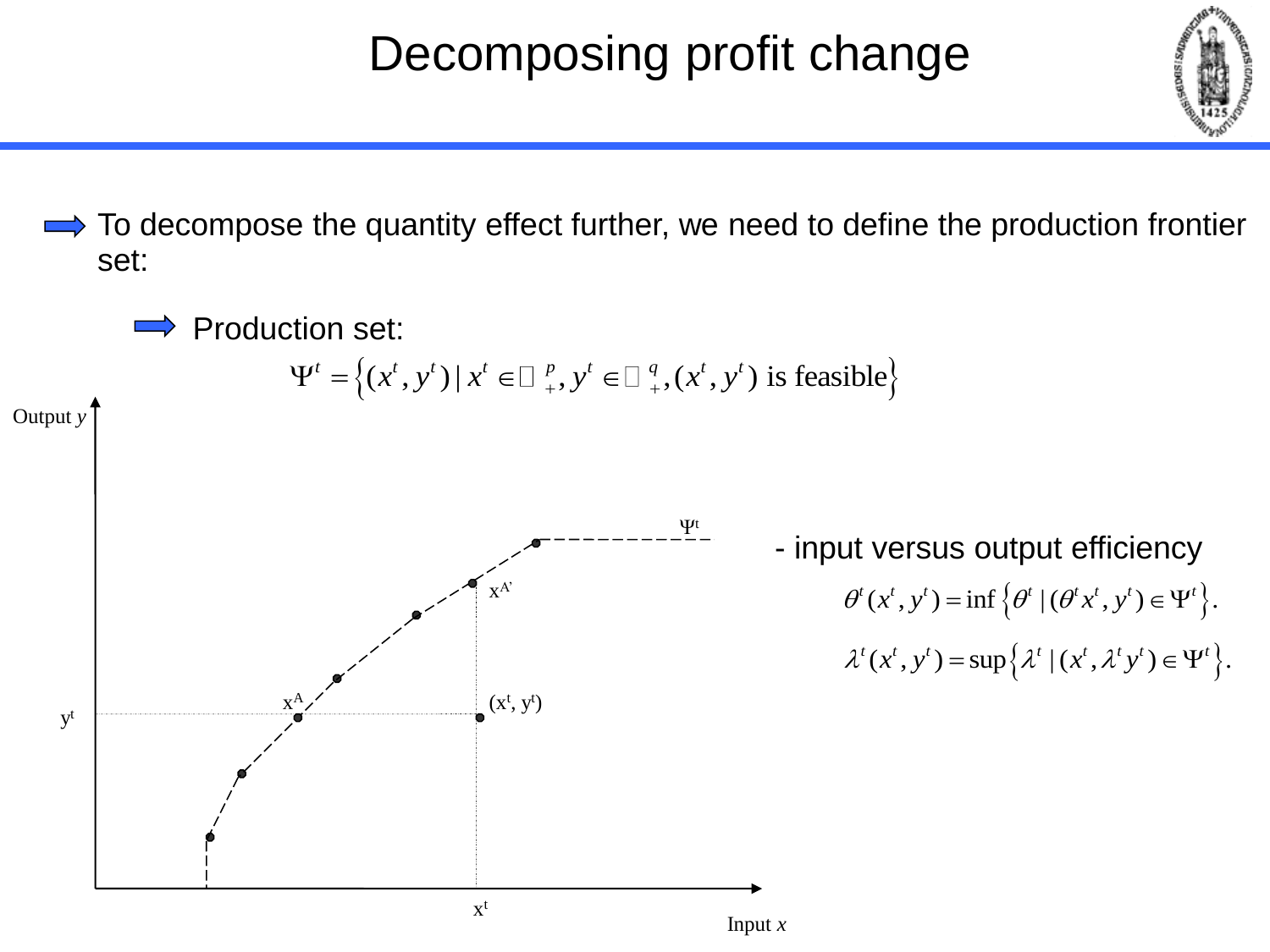# Decomposing profit change

- To decompose the quantity effect further, we need to define the production frontier set:
  - Production set:

$$\Psi^t = \left\{ (x^t, y^t) \mid x^t \in \mathbb{R}_+^p, y^t \in \mathbb{R}_+^q, (x^t, y^t) \text{ is feasible} \right\}$$

- input versus output efficiency

$$\theta^t(x^t, y^t) = \inf \left\{ \theta^t \mid (\theta^t x^t, y^t) \in \Psi^t \right\}.$$

$$\lambda^t(x^t, y^t) = \sup \left\{ \lambda^t \mid (x^t, \lambda^t y^t) \in \Psi^t \right\}.$$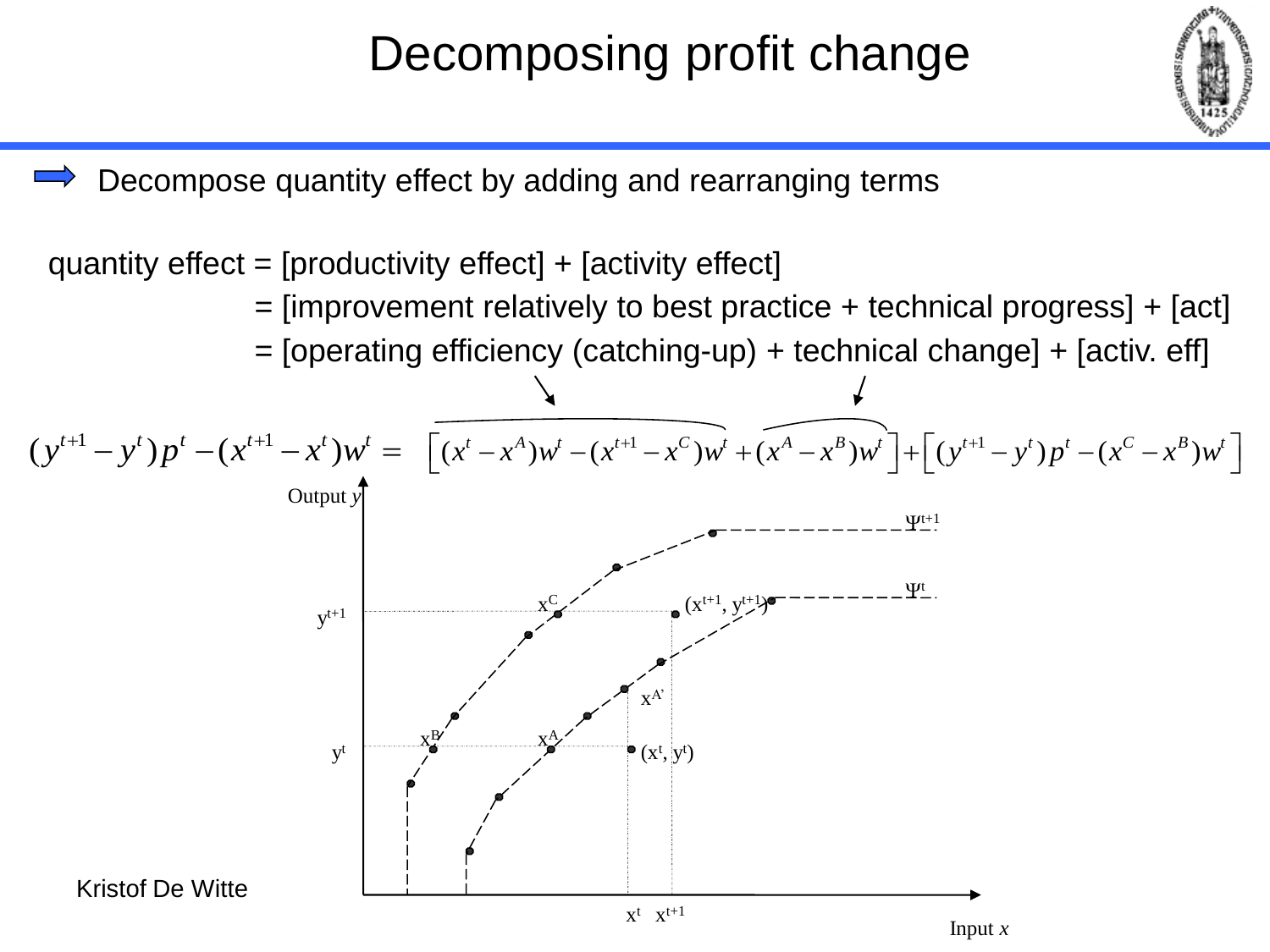# Decomposing profit change

- Decompose quantity effect by adding and rearranging terms

quantity effect = [productivity effect] + [activity effect]

= [improvement relatively to best practice + technical progress] + [act]

= [operating efficiency (catching-up) + technical change] + [activ. eff]

$$(y^{t+1}-y^t)p^t-(x^{t+1}-x^t)w^t = \left[\overbrace{(x^t-x^A)w^t-(x^{t+1}-x^C)w^t}+\overbrace{(x^A-x^B)w^t}\right]+\left[(y^{t+1}-y^t)p^t-(x^C-x^B)w^t\right]$$

Output $y$

$\Psi^{t+1}$

$\Psi^t$

$x^C$

$(x^{t+1}, y^{t+1})$

$y^{t+1}$

$x^{A'}$

$x^B$

$x^A$

$y^t$

$(x^t, y^t)$

$x^t$ $x^{t+1}$

Input $x$

Kristof De Witte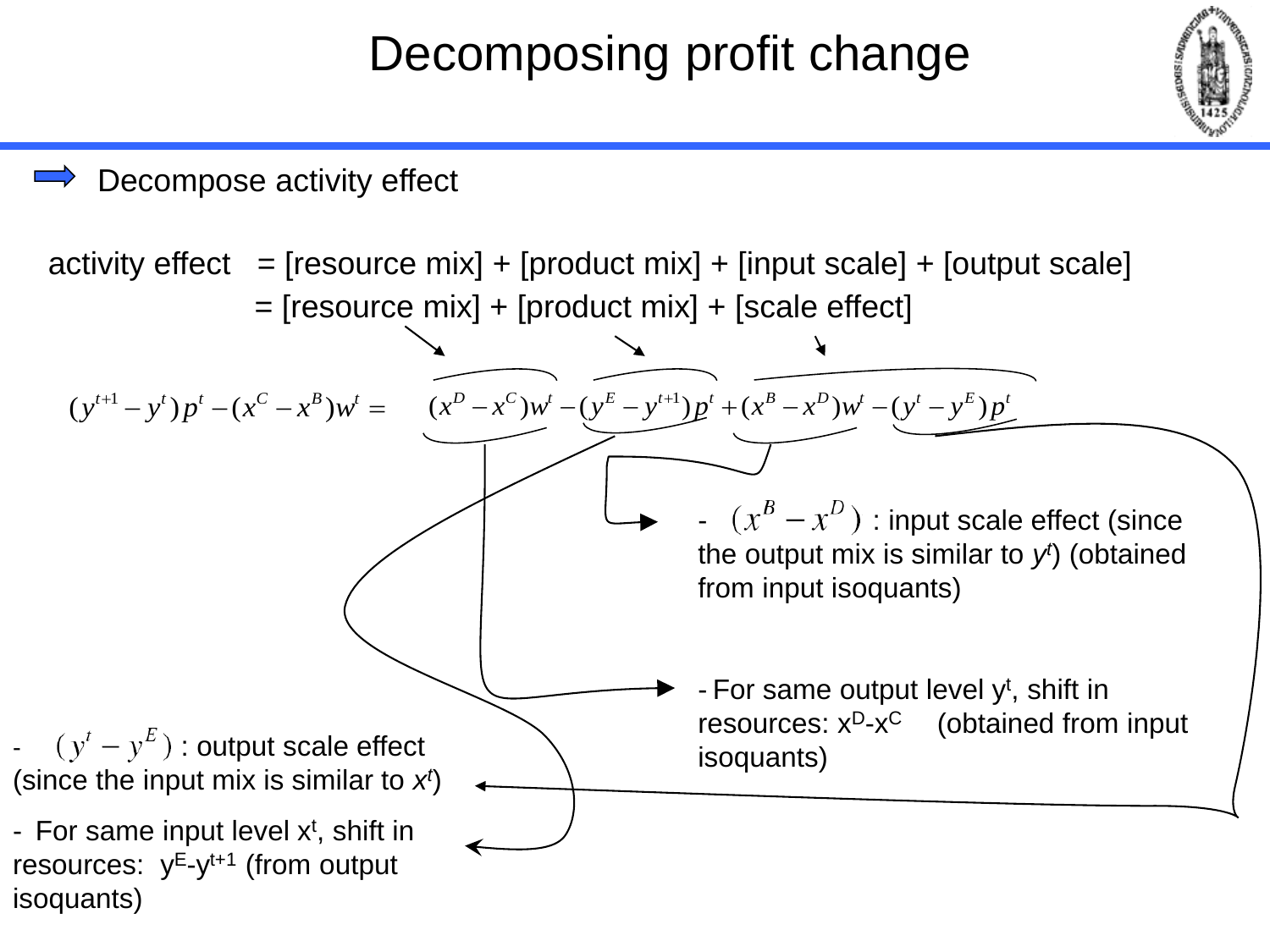# Decomposing profit change

- Decompose activity effect

activity effect = [resource mix] + [product mix] + [input scale] + [output scale]

= [resource mix] + [product mix] + [scale effect]

$$(y^{t+1} - y^t)p^t - (x^C - x^B)w^t = (x^D - x^C)w^t - (y^E - y^{t+1})p^t + (x^B - x^D)w^t - (y^t - y^E)p^t$$

- $(x^B - x^D)$ : input scale effect (since the output mix is similar to $y^t$) (obtained from input isoquants)

- For same output level $y^t$, shift in resources: $x^D$-$x^C$ (obtained from input isoquants)

- $(y^t - y^E)$ : output scale effect (since the input mix is similar to $x^t$)

- For same input level $x^t$, shift in resources: $y^E$-$y^{t+1}$ (from output isoquants)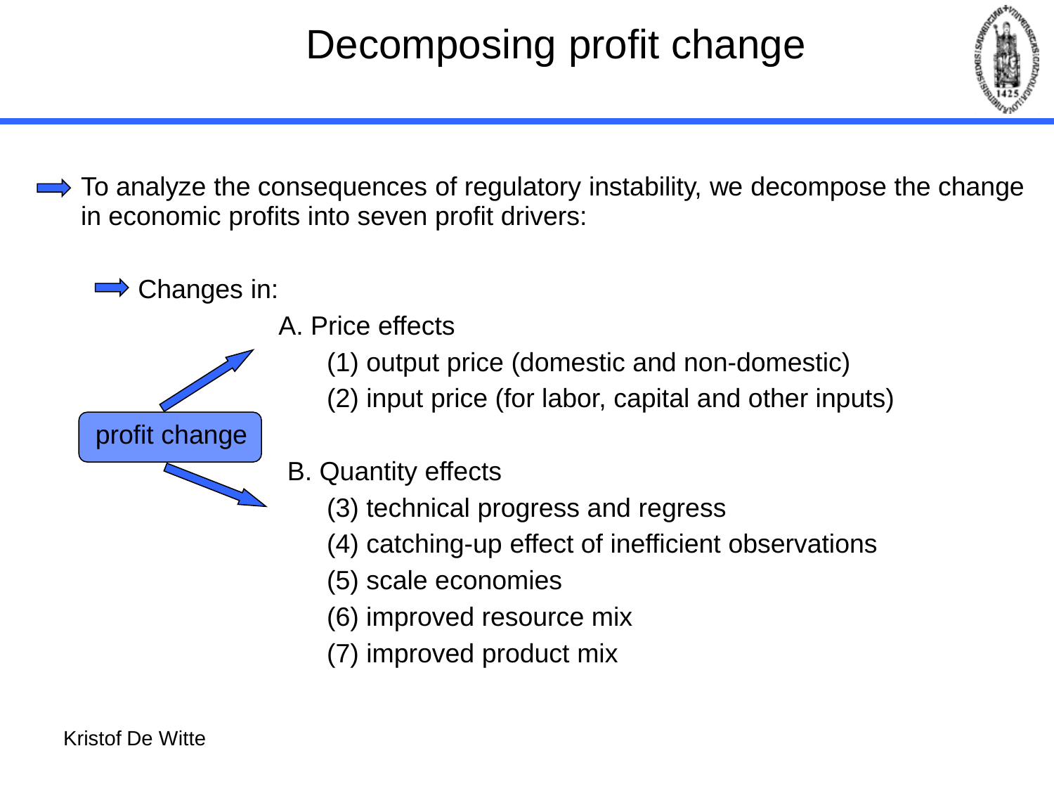# Decomposing profit change

- To analyze the consequences of regulatory instability, we decompose the change in economic profits into seven profit drivers:

  - Changes in:

profit change

A. Price effects

(1) output price (domestic and non-domestic)

(2) input price (for labor, capital and other inputs)

B. Quantity effects

(3) technical progress and regress

(4) catching-up effect of inefficient observations

(5) scale economies

(6) improved resource mix

(7) improved product mix

Kristof De Witte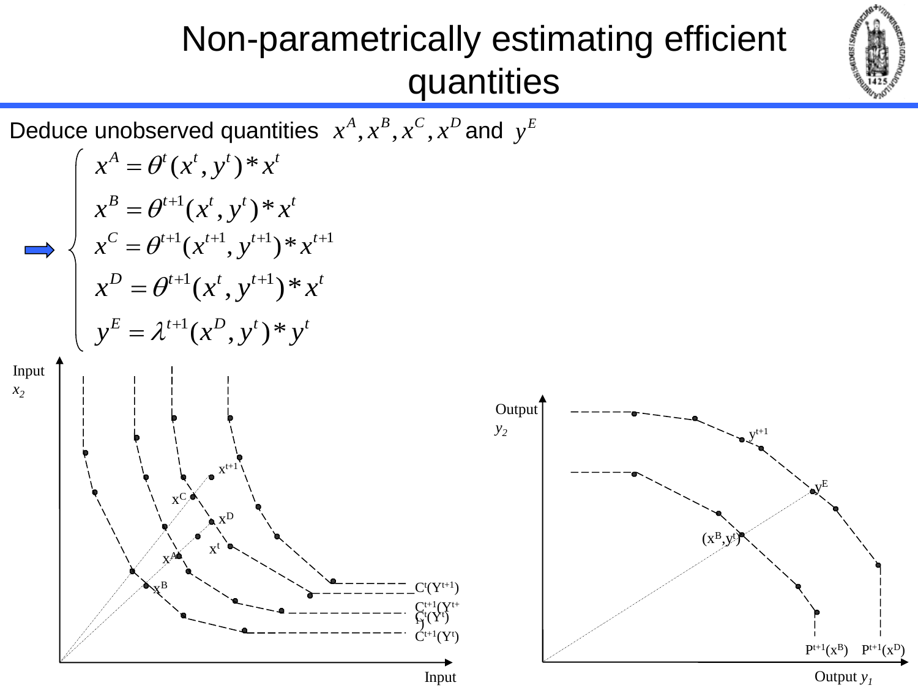# Non-parametrically estimating efficient quantities

Deduce unobserved quantities $x^A, x^B, x^C, x^D$ and $y^E$

$$
\Rightarrow \begin{cases}
x^A = \theta^t(x^t, y^t) * x^t \\
x^B = \theta^{t+1}(x^t, y^t) * x^t \\
x^C = \theta^{t+1}(x^{t+1}, y^{t+1}) * x^{t+1} \\
x^D = \theta^{t+1}(x^t, y^{t+1}) * x^t \\
y^E = \lambda^{t+1}(x^D, y^t) * y^t
\end{cases}
$$

Input $x_2$

$x^{t+1}$, $x^C$, $x^D$, $x^t$, $x^A$, $x^B$

$C^t(Y^{t+1})$

$C^{t+1}(Y^{t+1})$

$C^t(Y^t)$

$C^{t+1}(Y^t)$

Input

Output $y_2$

$y^{t+1}$, $y^E$, $(x^B, y^t)$

$P^{t+1}(x^B)$ $P^{t+1}(x^D)$

Output $y_1$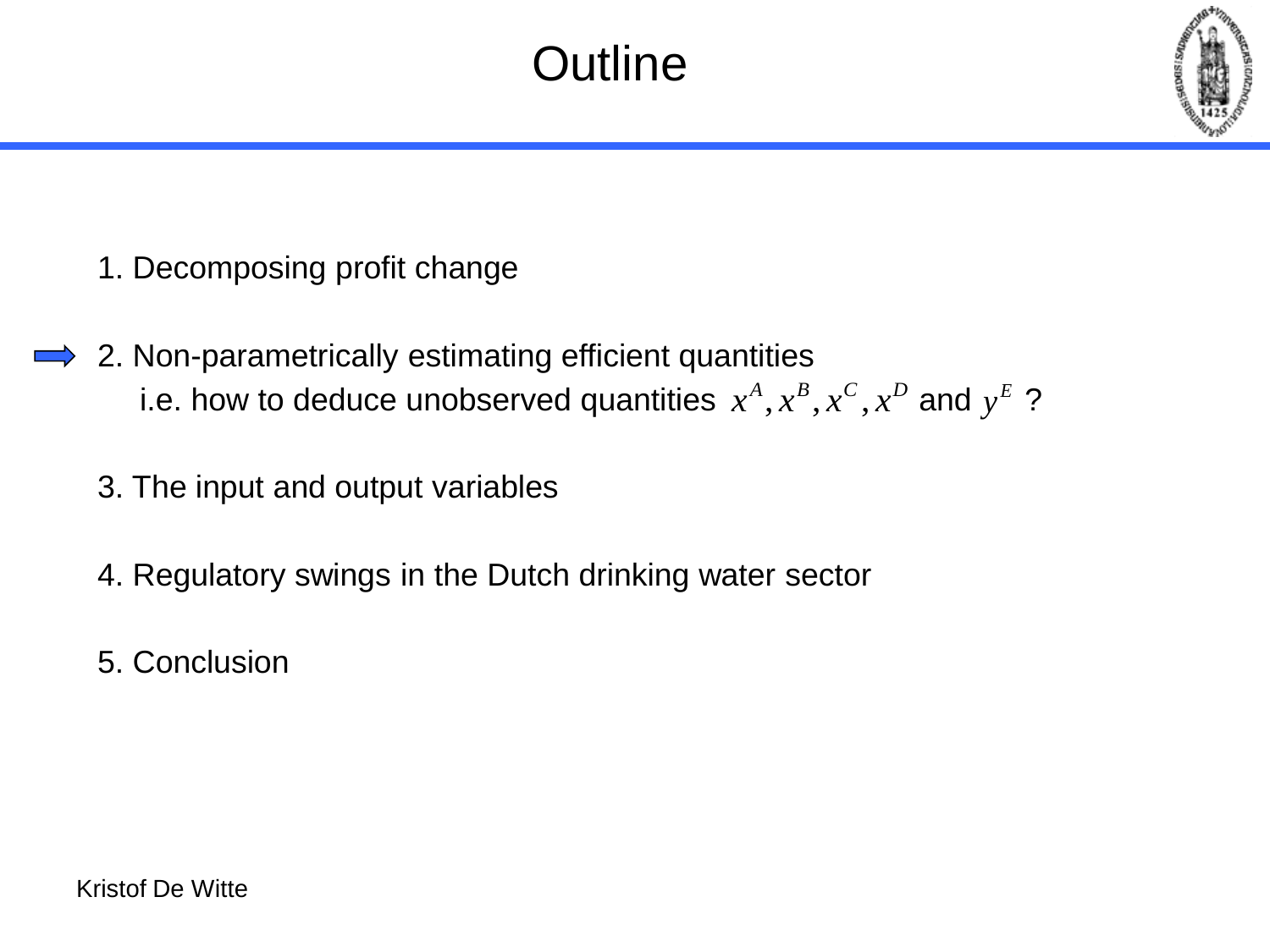# Outline

1. Decomposing profit change

2. Non-parametrically estimating efficient quantities
   i.e. how to deduce unobserved quantities $x^A, x^B, x^C, x^D$ and $y^E$ ?

3. The input and output variables

4. Regulatory swings in the Dutch drinking water sector

5. Conclusion

Kristof De Witte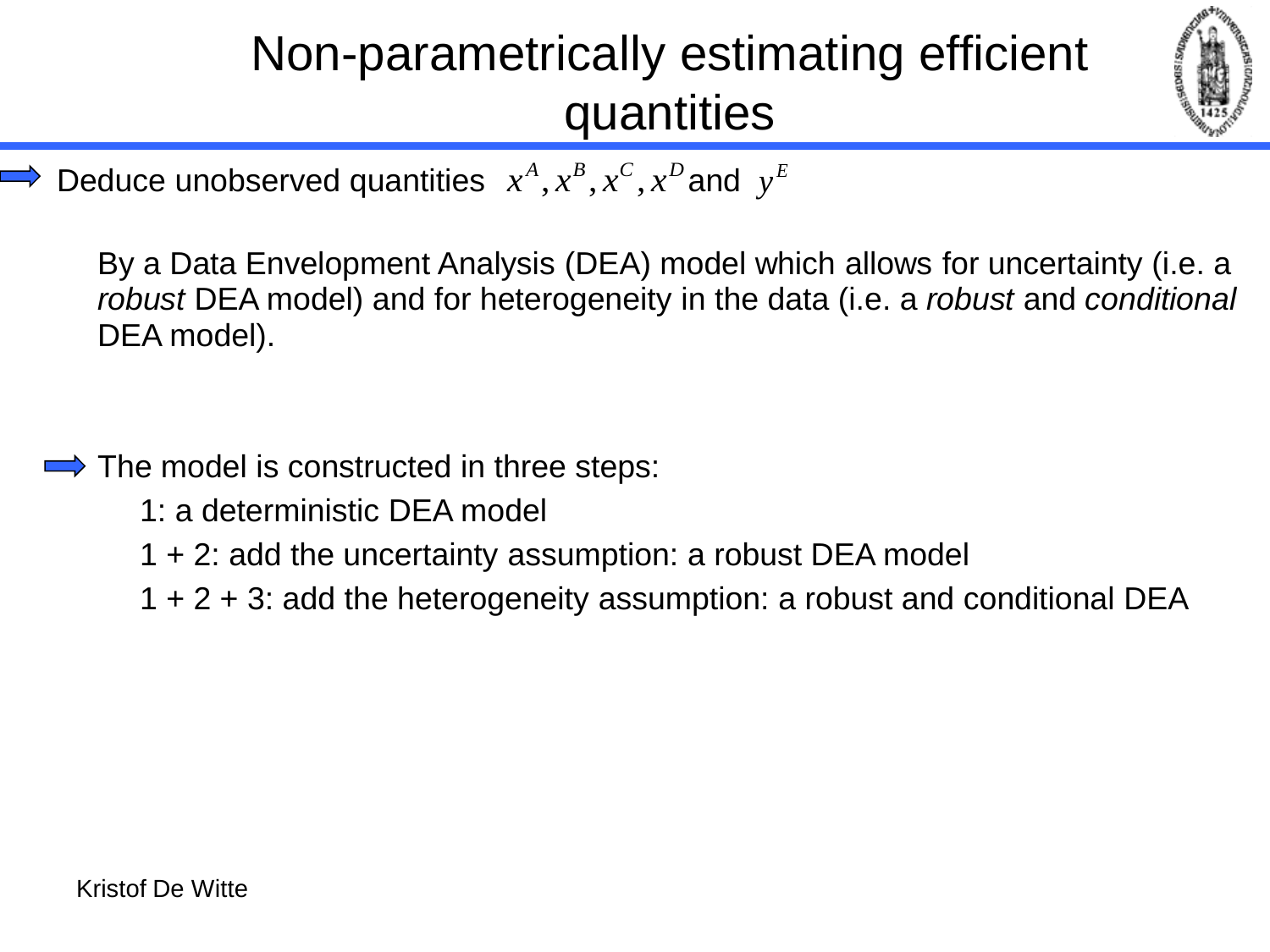# Non-parametrically estimating efficient quantities

- Deduce unobserved quantities $x^A, x^B, x^C, x^D$ and $y^E$

  By a Data Envelopment Analysis (DEA) model which allows for uncertainty (i.e. a *robust* DEA model) and for heterogeneity in the data (i.e. a *robust* and *conditional* DEA model).

- The model is constructed in three steps:
  - 1: a deterministic DEA model
  - 1 + 2: add the uncertainty assumption: a robust DEA model
  - 1 + 2 + 3: add the heterogeneity assumption: a robust and conditional DEA

Kristof De Witte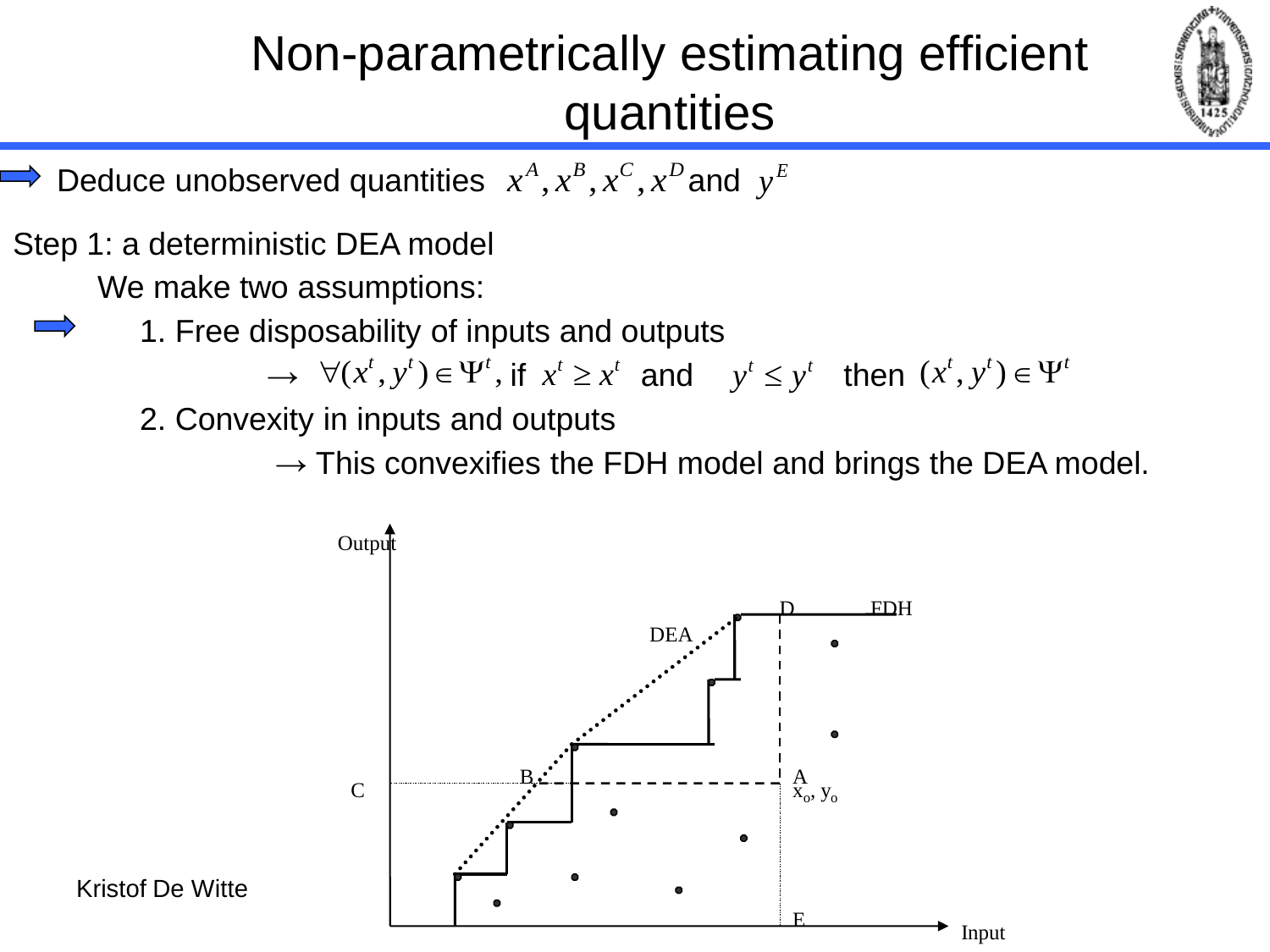# Non-parametrically estimating efficient quantities

➡ Deduce unobserved quantities $x^A, x^B, x^C, x^D$ and $y^E$

Step 1: a deterministic DEA model

We make two assumptions:

➡ 1. Free disposability of inputs and outputs

$\rightarrow \forall (x^t, y^t) \in \Psi^t$, if $x^t \geq x^t$ and $y^t \leq y^t$ then $(x^t, y^t) \in \Psi^t$

2. Convexity in inputs and outputs

$\rightarrow$ This convexifies the FDH model and brings the DEA model.

Output

DEA

D

FDH

B

A

$x_o$, $y_o$

C

E

Input

Kristof De Witte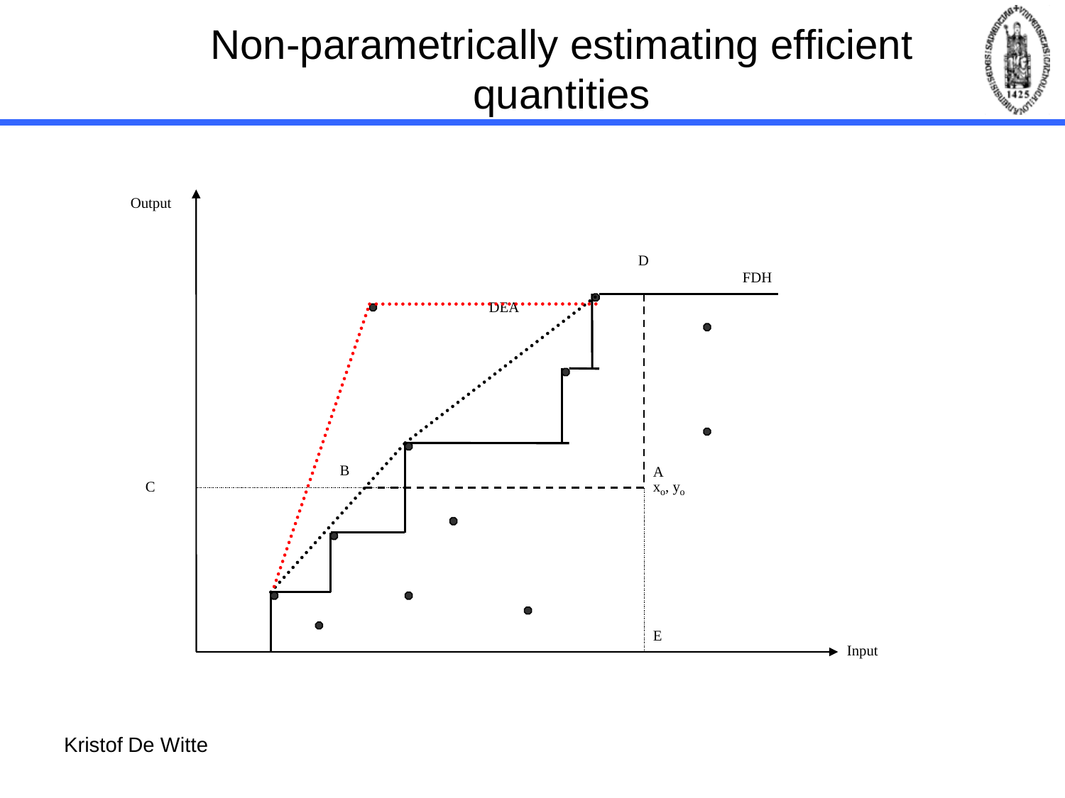# Non-parametrically estimating efficient quantities

Output

D

FDH

DEA

B

A

$x_o, y_o$

C

E

Input

Kristof De Witte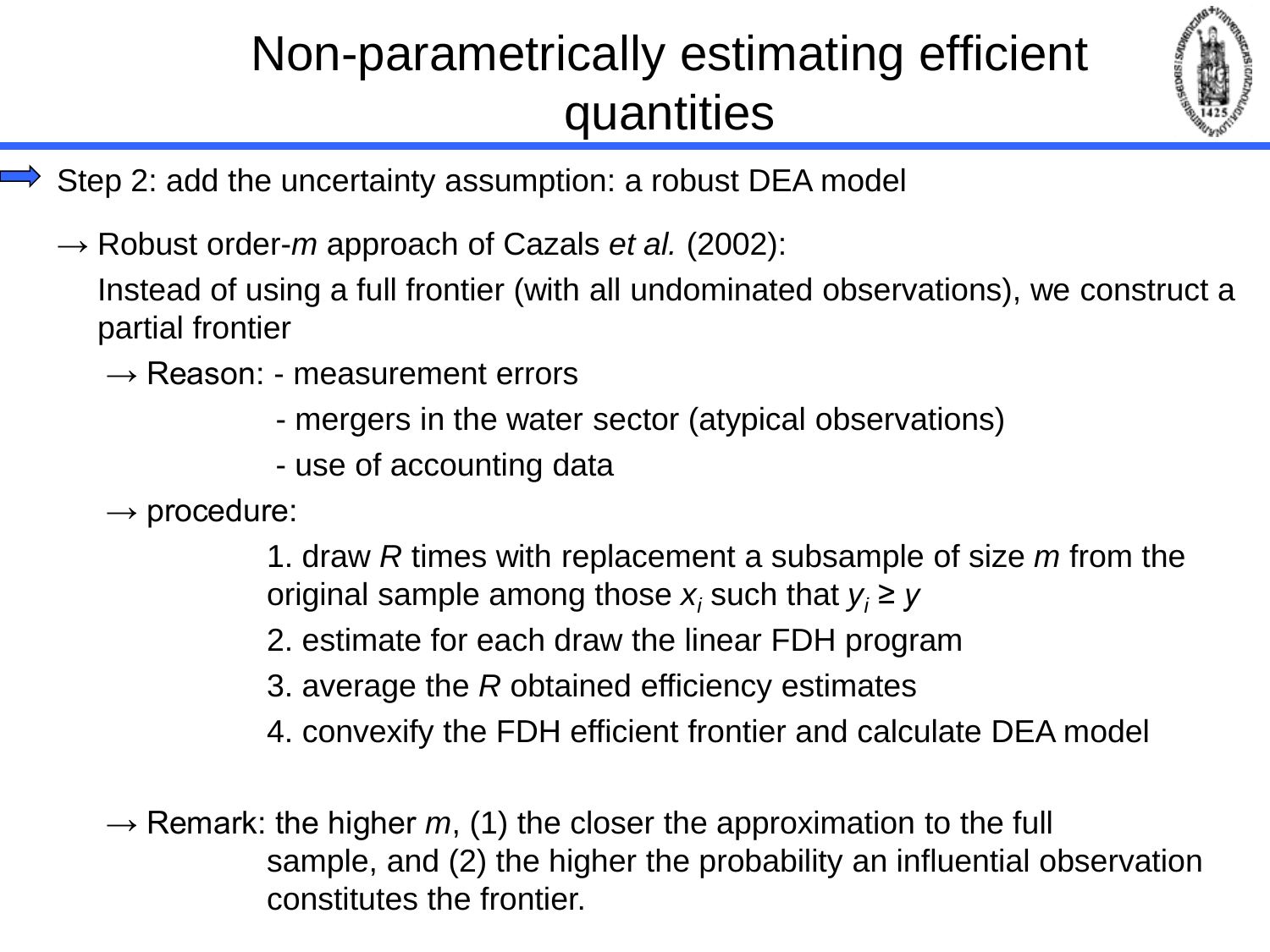# Non-parametrically estimating efficient quantities

➡ Step 2: add the uncertainty assumption: a robust DEA model

→ Robust order-*m* approach of Cazals *et al.* (2002):

Instead of using a full frontier (with all undominated observations), we construct a partial frontier

→ Reason: - measurement errors

- mergers in the water sector (atypical observations)
- use of accounting data

→ procedure:

1. draw *R* times with replacement a subsample of size *m* from the original sample among those $x_i$ such that $y_i \geq y$
2. estimate for each draw the linear FDH program
3. average the *R* obtained efficiency estimates
4. convexify the FDH efficient frontier and calculate DEA model

→ Remark: the higher *m*, (1) the closer the approximation to the full sample, and (2) the higher the probability an influential observation constitutes the frontier.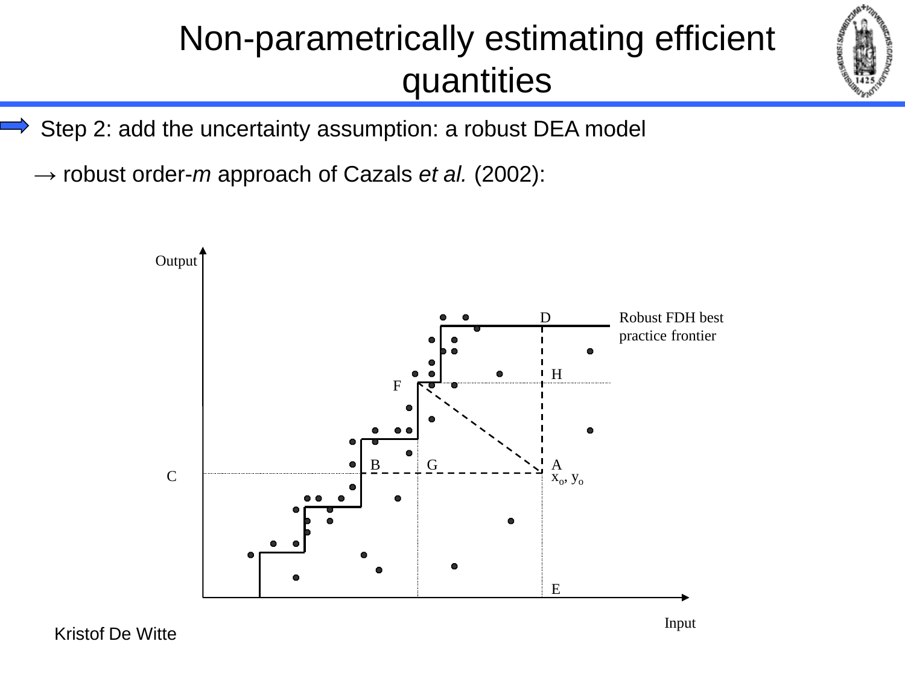# Non-parametrically estimating efficient quantities

- Step 2: add the uncertainty assumption: a robust DEA model

→ robust order-*m* approach of Cazals *et al.* (2002):

Output

D

Robust FDH best practice frontier

H

F

B G A

C

$x_o, y_o$

E

Input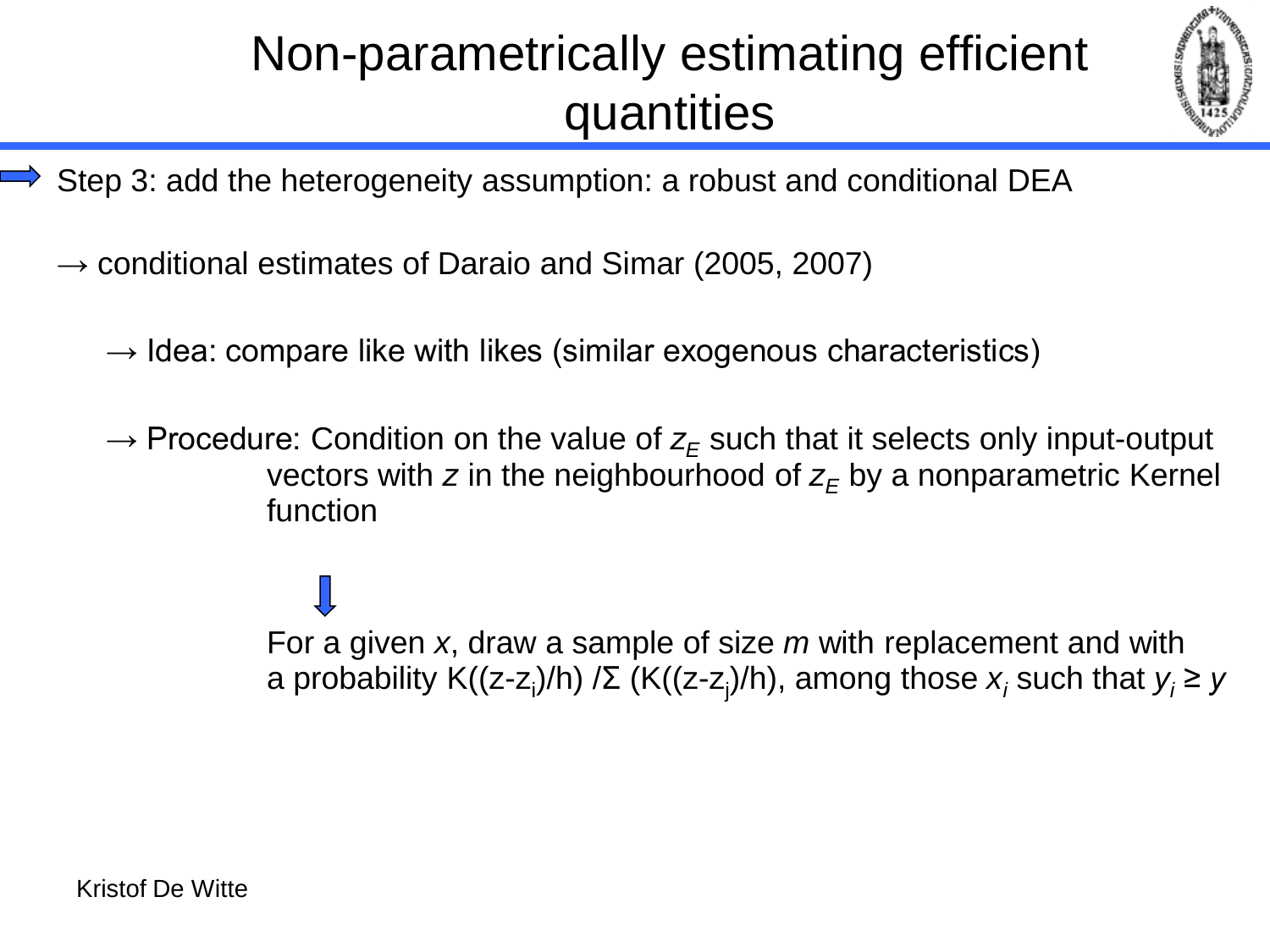# Non-parametrically estimating efficient quantities

➡ Step 3: add the heterogeneity assumption: a robust and conditional DEA

→ conditional estimates of Daraio and Simar (2005, 2007)

→ Idea: compare like with likes (similar exogenous characteristics)

→ Procedure: Condition on the value of $z_E$ such that it selects only input-output vectors with $z$ in the neighbourhood of $z_E$ by a nonparametric Kernel function

⬇

For a given $x$, draw a sample of size $m$ with replacement and with a probability $K((z-z_i)/h) / \Sigma (K((z-z_j)/h)$, among those $x_i$ such that $y_i \geq y$

Kristof De Witte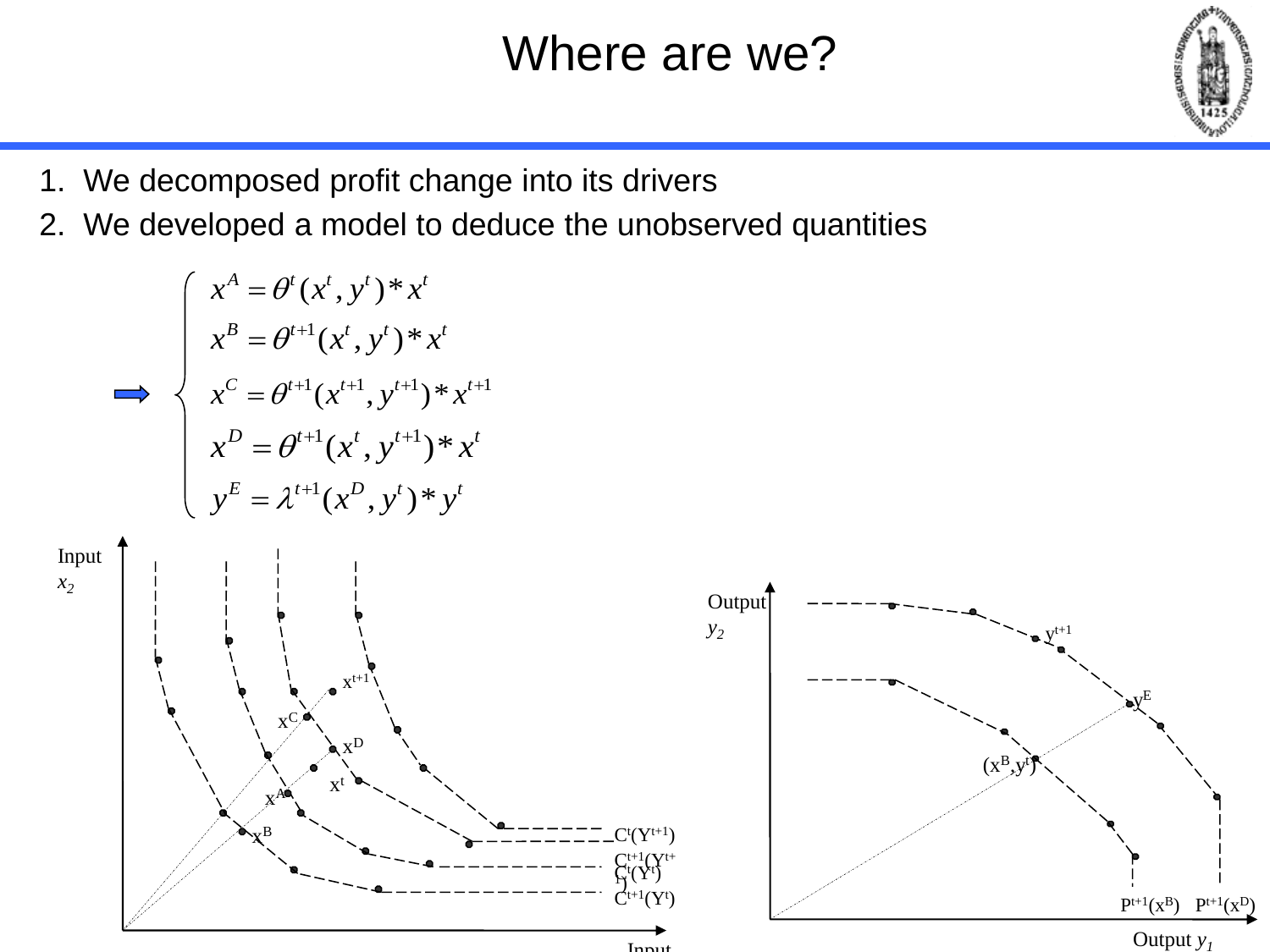# Where are we?

1. We decomposed profit change into its drivers
2. We developed a model to deduce the unobserved quantities

$$
\begin{cases}
x^A = \theta^t(x^t, y^t) * x^t \\
x^B = \theta^{t+1}(x^t, y^t) * x^t \\
x^C = \theta^{t+1}(x^{t+1}, y^{t+1}) * x^{t+1} \\
x^D = \theta^{t+1}(x^t, y^{t+1}) * x^t \\
y^E = \lambda^{t+1}(x^D, y^t) * y^t
\end{cases}
$$

Input $x_2$

$x^{t+1}$, $x^C$, $x^D$, $x^t$, $x^A$, $x^B$

$C^t(Y^{t+1})$

$C^{t+1}(Y^{t+1})$

$C^t(Y^t)$

$C^{t+1}(Y^t)$

Input

Output $y_2$

$y^{t+1}$, $y^E$, $(x^B, y^t)$

$P^{t+1}(x^B)$ $P^{t+1}(x^D)$

Output $y_1$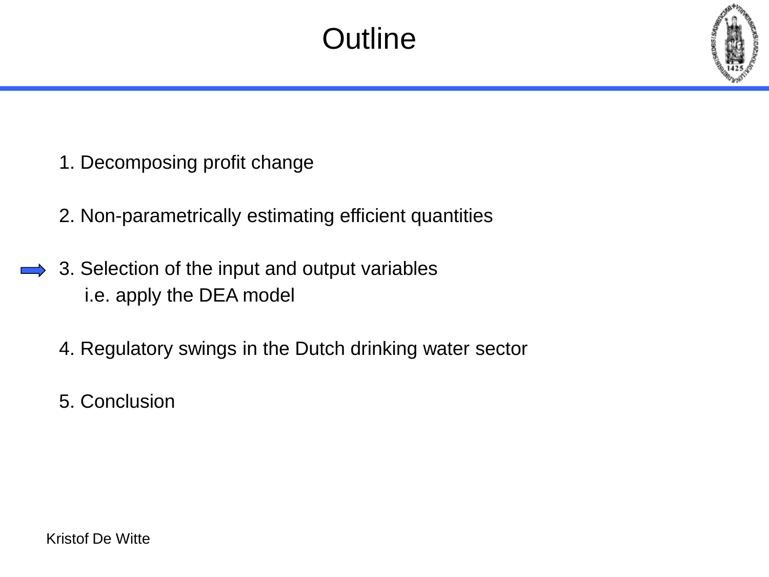# Outline

1. Decomposing profit change

2. Non-parametrically estimating efficient quantities

3. Selection of the input and output variables
   i.e. apply the DEA model

4. Regulatory swings in the Dutch drinking water sector

5. Conclusion

Kristof De Witte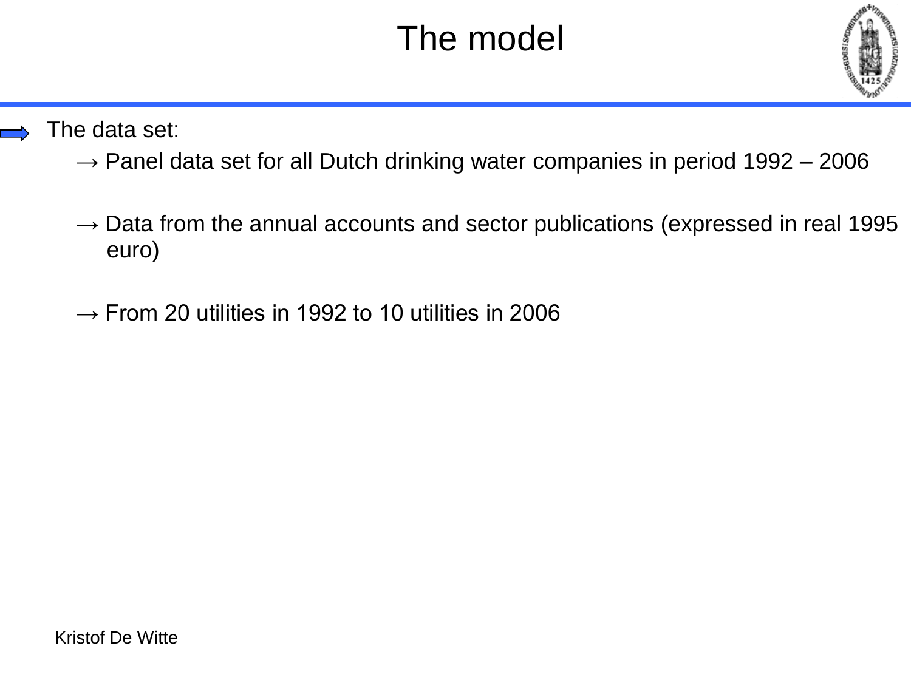# The model

- The data set:
  - → Panel data set for all Dutch drinking water companies in period 1992 – 2006
  - → Data from the annual accounts and sector publications (expressed in real 1995 euro)
  - → From 20 utilities in 1992 to 10 utilities in 2006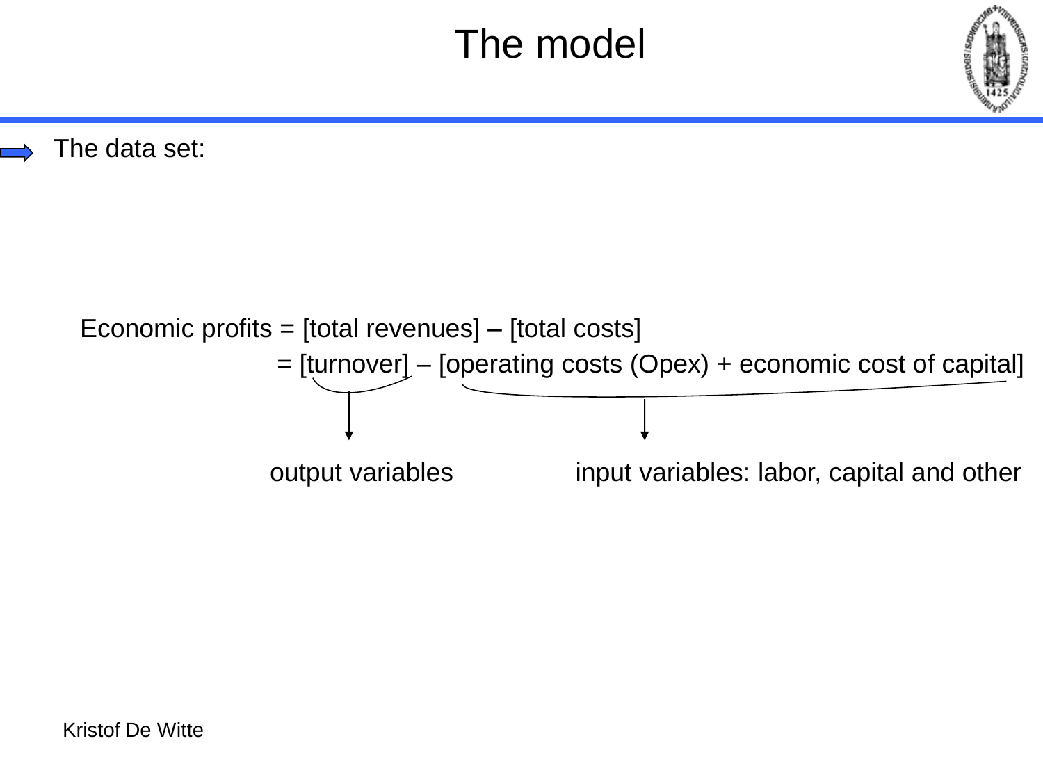# The model

- The data set:

Economic profits = [total revenues] – [total costs]

= [turnover] – [operating costs (Opex) + economic cost of capital]

[turnover] → output variables

[operating costs (Opex) + economic cost of capital] → input variables: labor, capital and other

Kristof De Witte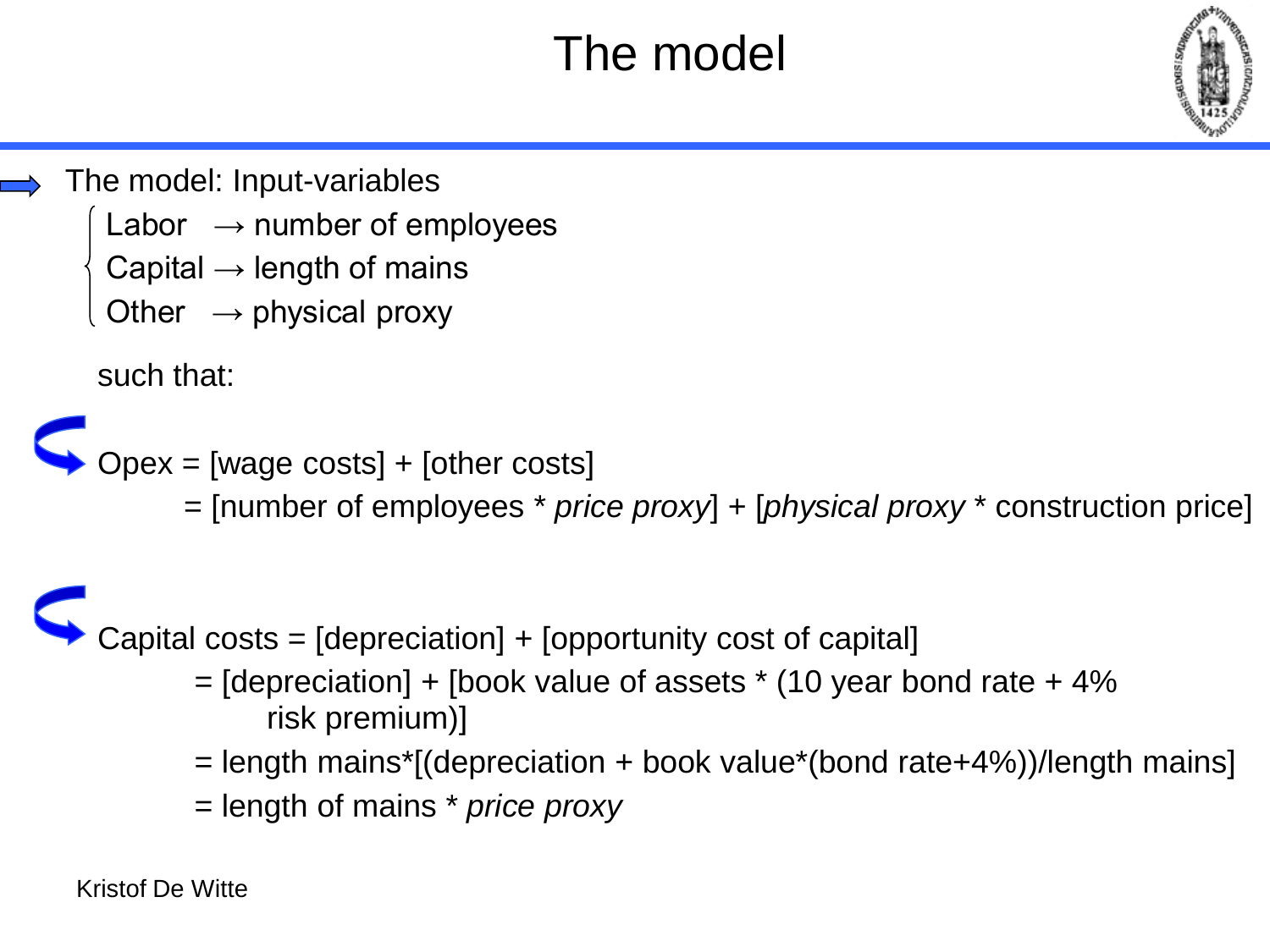# The model

- The model: Input-variables
  - Labor → number of employees
  - Capital → length of mains
  - Other → physical proxy

  such that:

Opex = [wage costs] + [other costs]
= [number of employees * *price proxy*] + [*physical proxy* * construction price]

Capital costs = [depreciation] + [opportunity cost of capital]
= [depreciation] + [book value of assets * (10 year bond rate + 4% risk premium)]
= length mains*[(depreciation + book value*(bond rate+4%))/length mains]
= length of mains * *price proxy*

Kristof De Witte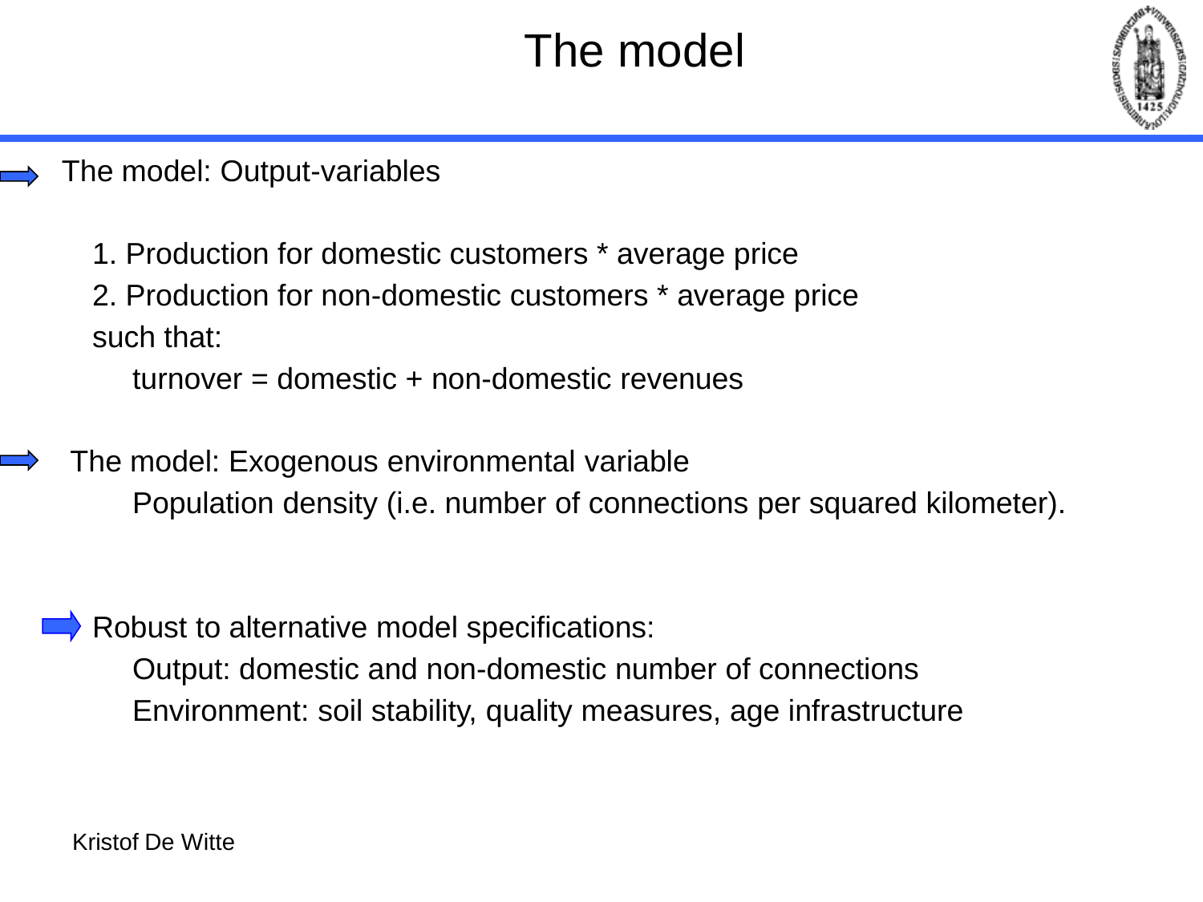# The model

- The model: Output-variables

  1. Production for domestic customers * average price
  2. Production for non-domestic customers * average price

  such that:

  turnover = domestic + non-domestic revenues

- The model: Exogenous environmental variable

  Population density (i.e. number of connections per squared kilometer).

- Robust to alternative model specifications:

  Output: domestic and non-domestic number of connections

  Environment: soil stability, quality measures, age infrastructure

Kristof De Witte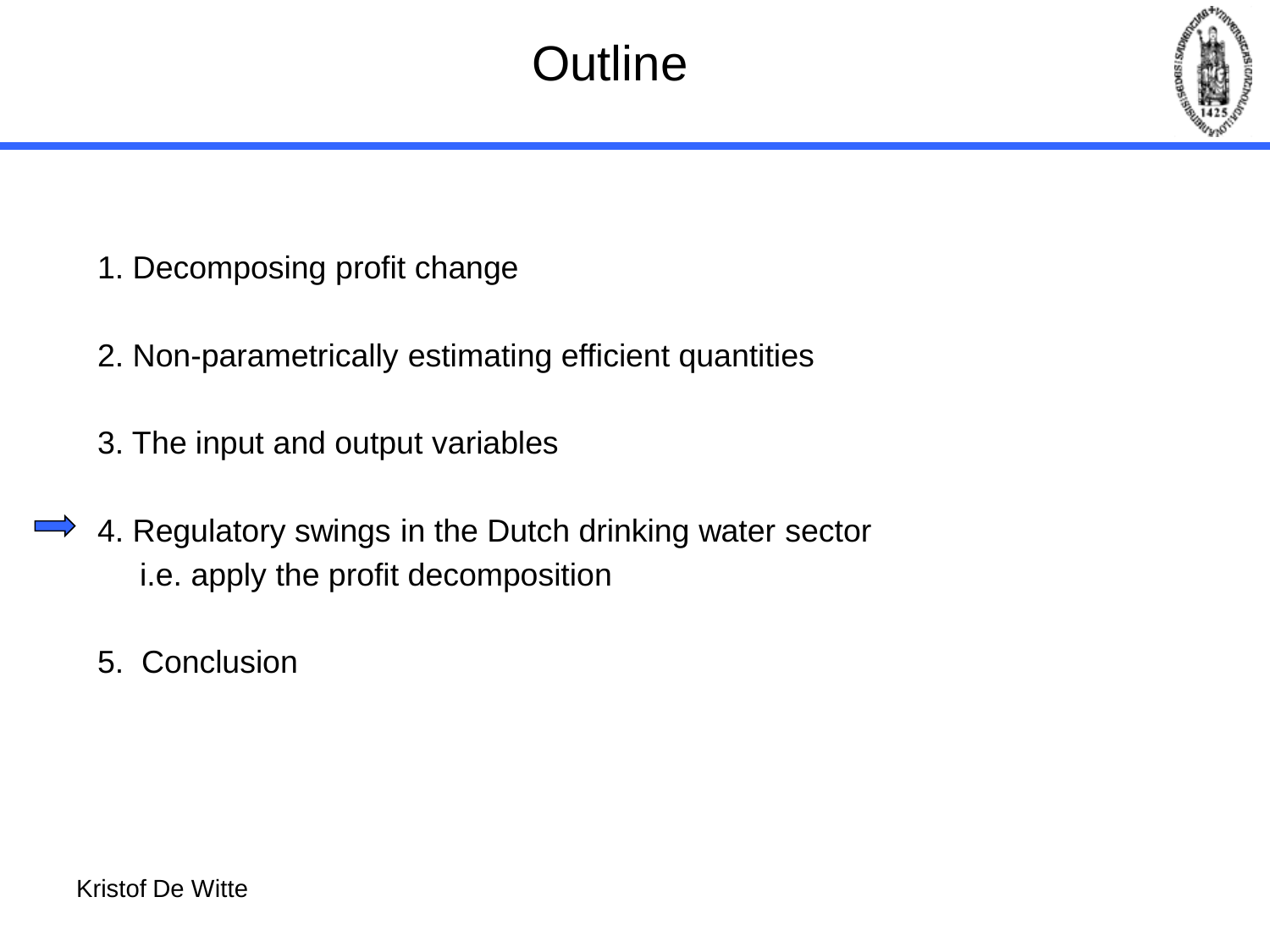# Outline

1. Decomposing profit change

2. Non-parametrically estimating efficient quantities

3. The input and output variables

4. Regulatory swings in the Dutch drinking water sector
   i.e. apply the profit decomposition

5. Conclusion

Kristof De Witte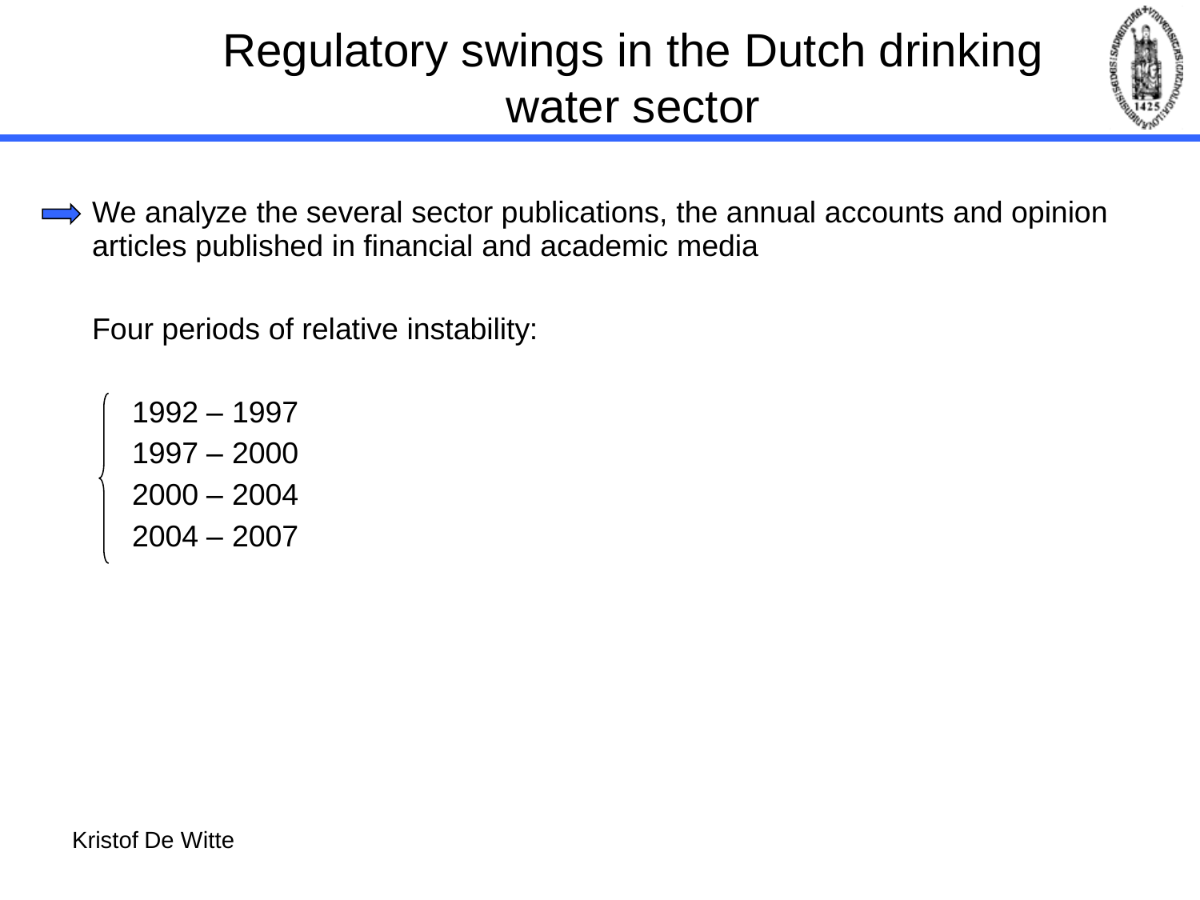# Regulatory swings in the Dutch drinking water sector

- We analyze the several sector publications, the annual accounts and opinion articles published in financial and academic media

Four periods of relative instability:

- 1992 – 1997
- 1997 – 2000
- 2000 – 2004
- 2004 – 2007

Kristof De Witte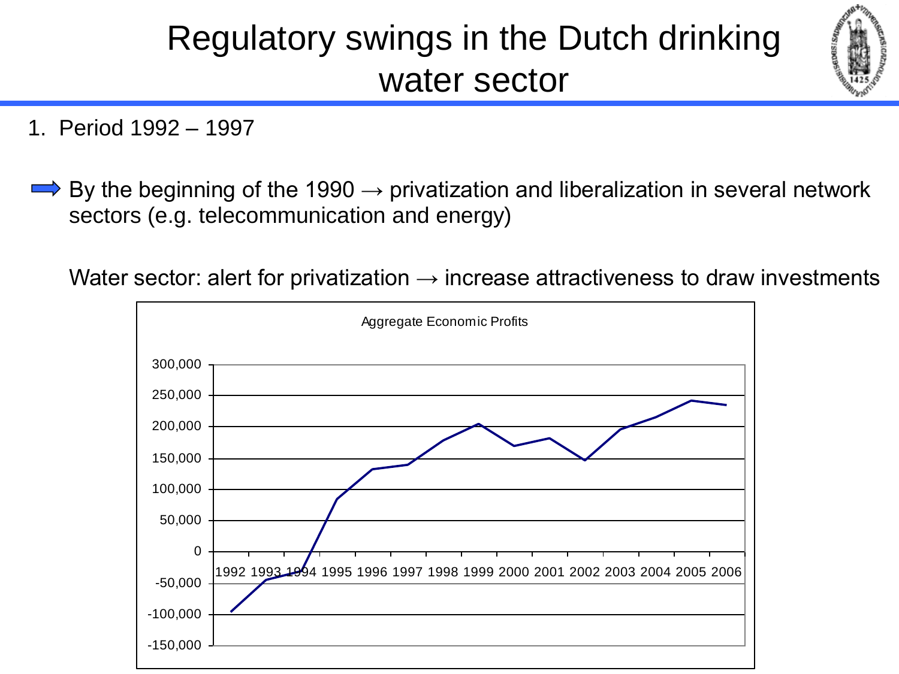# Regulatory swings in the Dutch drinking water sector

1. Period 1992 – 1997

➡ By the beginning of the 1990 → privatization and liberalization in several network sectors (e.g. telecommunication and energy)

Water sector: alert for privatization → increase attractiveness to draw investments

Aggregate Economic Profits

300,000
250,000
200,000
150,000
100,000
50,000
0
-50,000
-100,000
-150,000

1992 1993 1994 1995 1996 1997 1998 1999 2000 2001 2002 2003 2004 2005 2006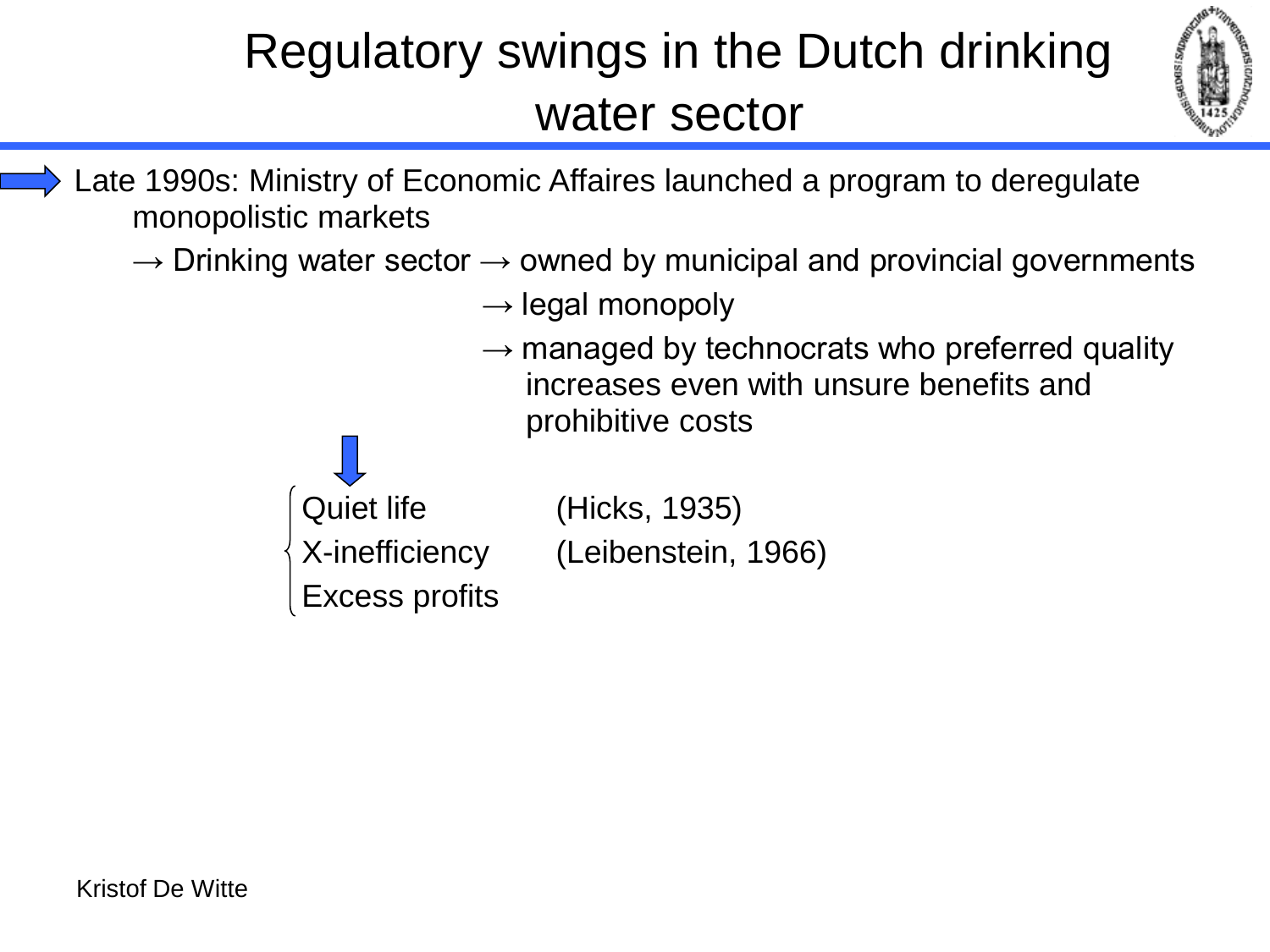# Regulatory swings in the Dutch drinking water sector

- Late 1990s: Ministry of Economic Affaires launched a program to deregulate monopolistic markets
  - → Drinking water sector → owned by municipal and provincial governments
    - → legal monopoly
    - → managed by technocrats who preferred quality increases even with unsure benefits and prohibitive costs

↓

| | |
|---|---|
| Quiet life | (Hicks, 1935) |
| X-inefficiency | (Leibenstein, 1966) |
| Excess profits | |

Kristof De Witte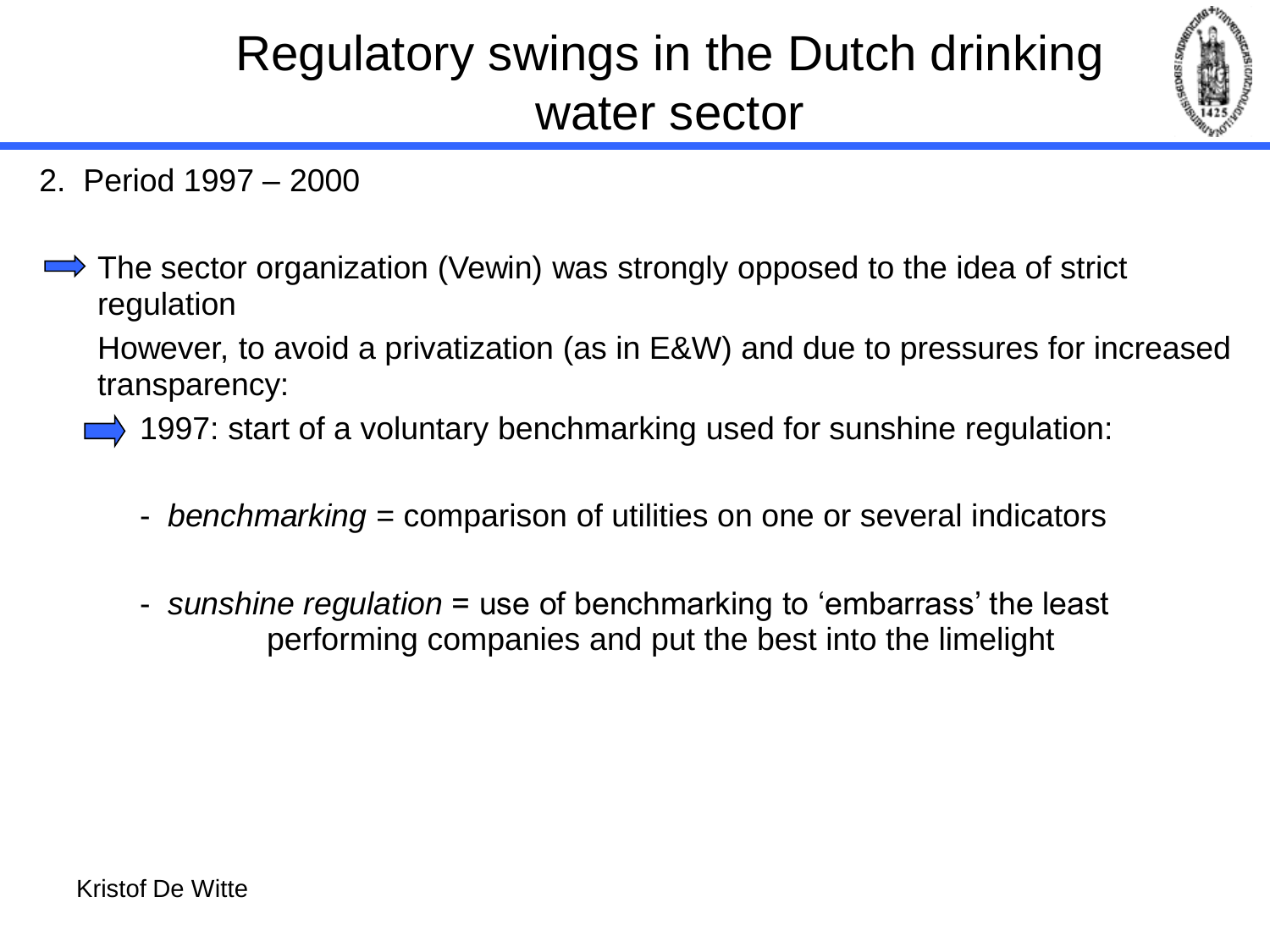# Regulatory swings in the Dutch drinking water sector

2. Period 1997 – 2000

➡ The sector organization (Vewin) was strongly opposed to the idea of strict regulation

However, to avoid a privatization (as in E&W) and due to pressures for increased transparency:

➡ 1997: start of a voluntary benchmarking used for sunshine regulation:

- *benchmarking* = comparison of utilities on one or several indicators

- *sunshine regulation* = use of benchmarking to 'embarrass' the least performing companies and put the best into the limelight

Kristof De Witte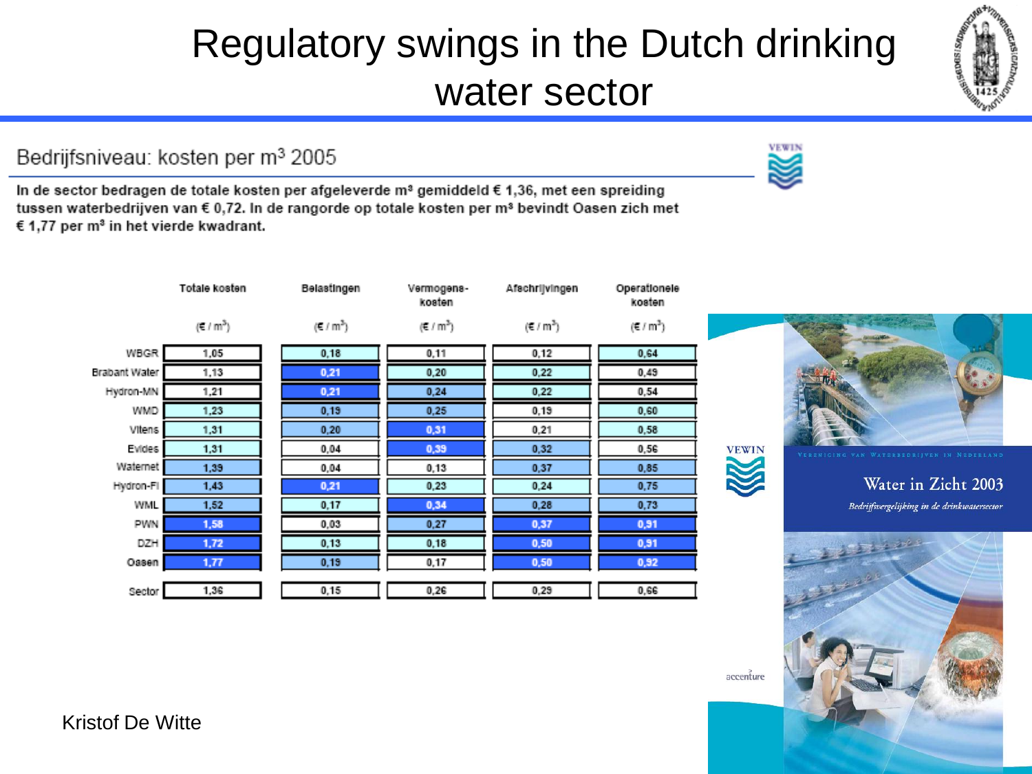# Regulatory swings in the Dutch drinking water sector

## Bedrijfsniveau: kosten per m³ 2005

**In de sector bedragen de totale kosten per afgeleverde m³ gemiddeld € 1,36, met een spreiding tussen waterbedrijven van € 0,72. In de rangorde op totale kosten per m³ bevindt Oasen zich met € 1,77 per m³ in het vierde kwadrant.**

| | Totale kosten (€ / m³) | Belastingen (€ / m³) | Vermogens-kosten (€ / m³) | Afschrijvingen (€ / m³) | Operationele kosten (€ / m³) |
|---|---|---|---|---|---|
| WBGR | 1,05 | 0,18 | 0,11 | 0,12 | 0,64 |
| Brabant Water | 1,13 | 0,21 | 0,20 | 0,22 | 0,49 |
| Hydron-MN | 1,21 | 0,21 | 0,24 | 0,22 | 0,54 |
| WMD | 1,23 | 0,19 | 0,25 | 0,19 | 0,60 |
| Vitens | 1,31 | 0,20 | 0,31 | 0,21 | 0,58 |
| Evides | 1,31 | 0,04 | 0,39 | 0,32 | 0,56 |
| Waternet | 1,39 | 0,04 | 0,13 | 0,37 | 0,85 |
| Hydron-Fl | 1,43 | 0,21 | 0,23 | 0,24 | 0,75 |
| WML | 1,52 | 0,17 | 0,34 | 0,28 | 0,73 |
| PWN | 1,58 | 0,03 | 0,27 | 0,37 | 0,91 |
| DZH | 1,72 | 0,13 | 0,18 | 0,50 | 0,91 |
| Oasen | 1,77 | 0,19 | 0,17 | 0,50 | 0,92 |
| Sector | 1,36 | 0,15 | 0,26 | 0,29 | 0,66 |

VEWIN

Vereniging van Waterbedrijven in Nederland

Water in Zicht 2003

*Bedrijfsvergelijking in de drinkwatersector*

accenture

Kristof De Witte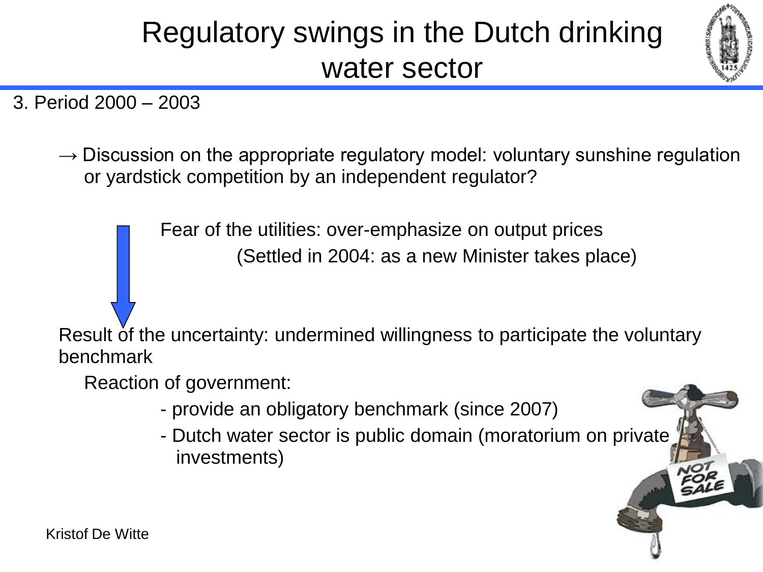# Regulatory swings in the Dutch drinking water sector

3. Period 2000 – 2003

→ Discussion on the appropriate regulatory model: voluntary sunshine regulation or yardstick competition by an independent regulator?

Fear of the utilities: over-emphasize on output prices

(Settled in 2004: as a new Minister takes place)

Result of the uncertainty: undermined willingness to participate the voluntary benchmark

Reaction of government:

- provide an obligatory benchmark (since 2007)
- Dutch water sector is public domain (moratorium on private investments)

Kristof De Witte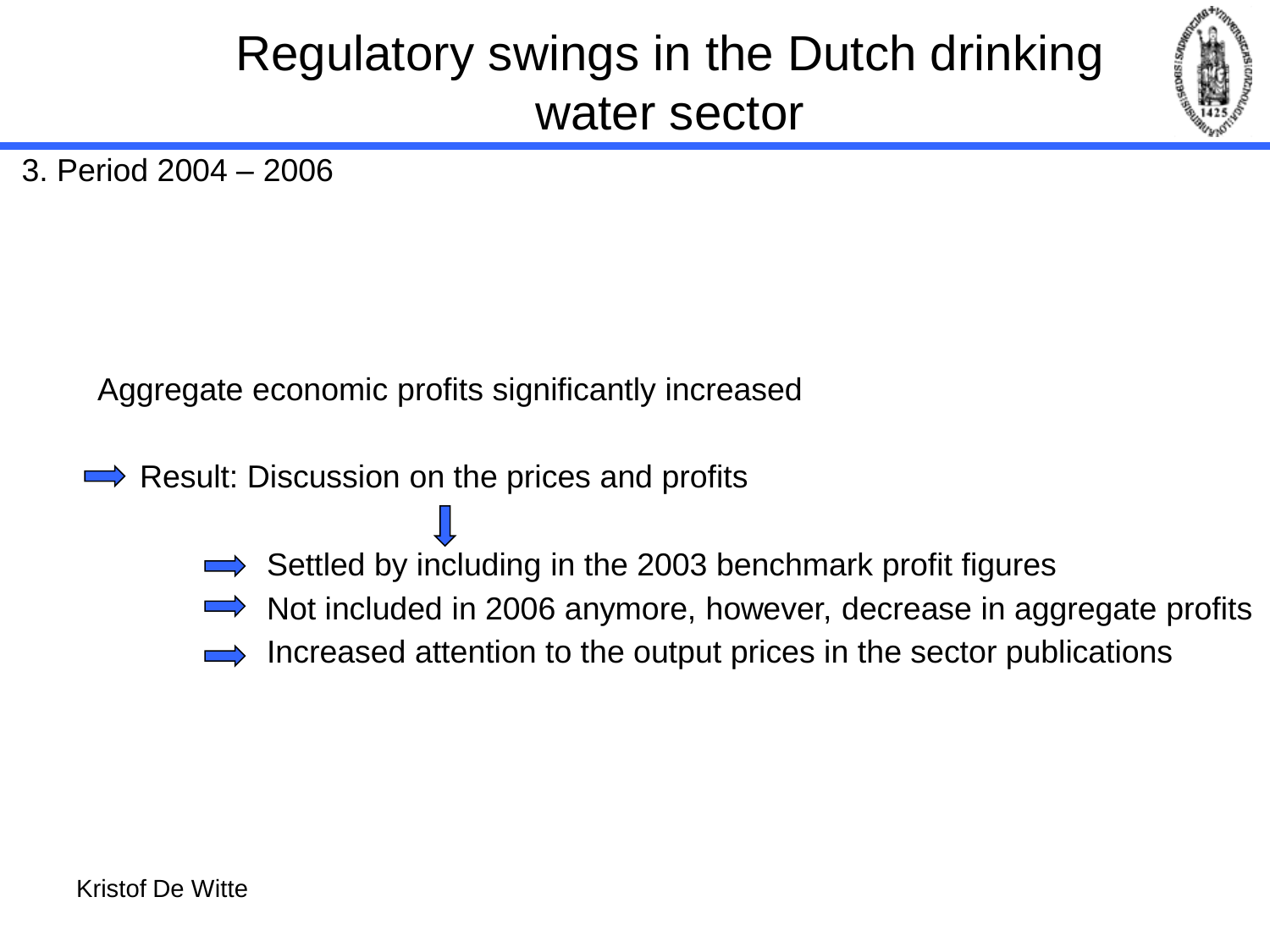# Regulatory swings in the Dutch drinking water sector

3. Period 2004 – 2006

Aggregate economic profits significantly increased

→ Result: Discussion on the prices and profits

- → Settled by including in the 2003 benchmark profit figures
- → Not included in 2006 anymore, however, decrease in aggregate profits
- → Increased attention to the output prices in the sector publications

Kristof De Witte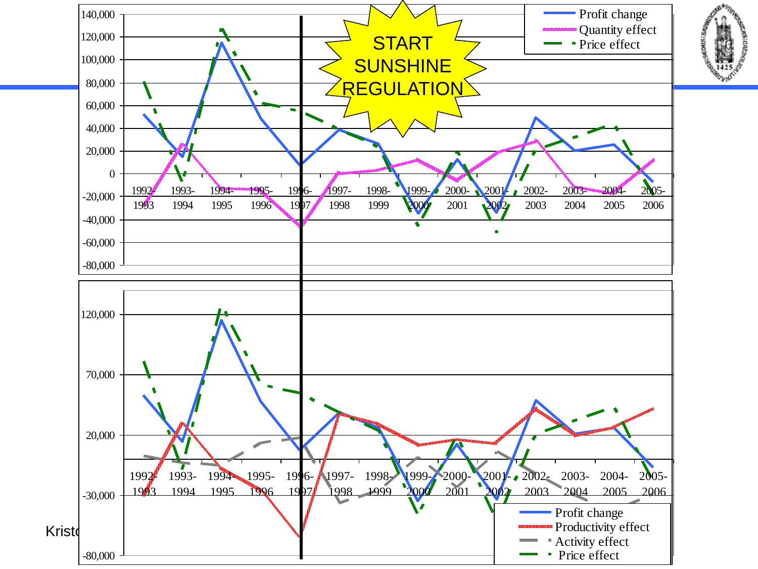START SUNSHINE REGULATION

- Profit change
- Quantity effect
- Price effect

140,000
120,000
100,000
80,000
60,000
40,000
20,000
0
-20,000
-40,000
-60,000
-80,000

1992-1993 | 1993-1994 | 1994-1995 | 1995-1996 | 1996-1997 | 1997-1998 | 1998-1999 | 1999-2000 | 2000-2001 | 2001-2002 | 2002-2003 | 2003-2004 | 2004-2005 | 2005-2006

- Profit change
- Productivity effect
- Activity effect
- Price effect

120,000
70,000
20,000
-30,000
-80,000

1992-1993 | 1993-1994 | 1994-1995 | 1995-1996 | 1996-1997 | 1997-1998 | 1998-1999 | 1999-2000 | 2000-2001 | 2001-2002 | 2002-2003 | 2003-2004 | 2004-2005 | 2005-2006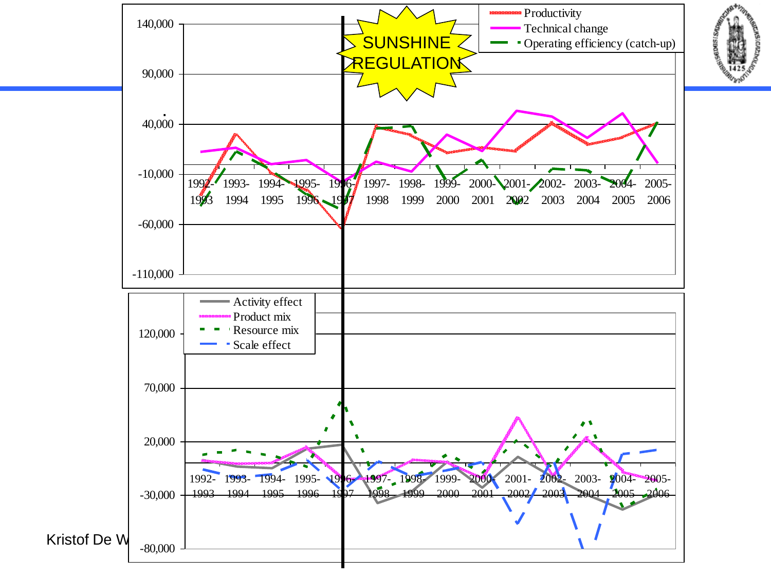SUNSHINE REGULATION

Productivity
Technical change
Operating efficiency (catch-up)

140,000
90,000
40,000
-10,000
-60,000
-110,000

1992-1993 1993-1994 1994-1995 1995-1996 1996-1997 1997-1998 1998-1999 1999-2000 2000-2001 2001-2002 2002-2003 2003-2004 2004-2005 2005-2006

Activity effect
Product mix
Resource mix
Scale effect

120,000
70,000
20,000
-30,000
-80,000

1992-1993 1993-1994 1994-1995 1995-1996 1996-1997 1997-1998 1998-1999 1999-2000 2000-2001 2001-2002 2002-2003 2003-2004 2004-2005 2005-2006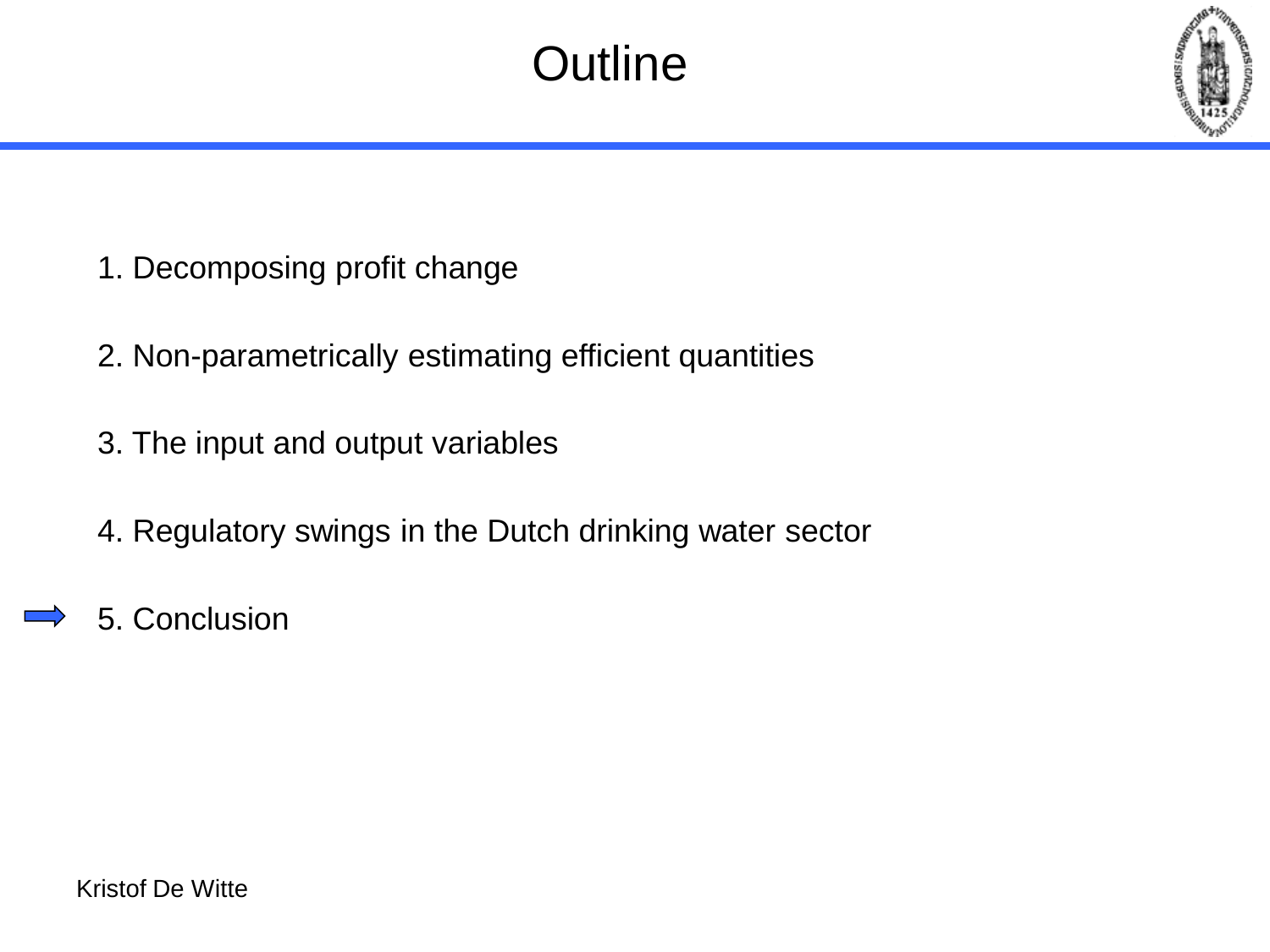# Outline

1. Decomposing profit change

2. Non-parametrically estimating efficient quantities

3. The input and output variables

4. Regulatory swings in the Dutch drinking water sector

5. Conclusion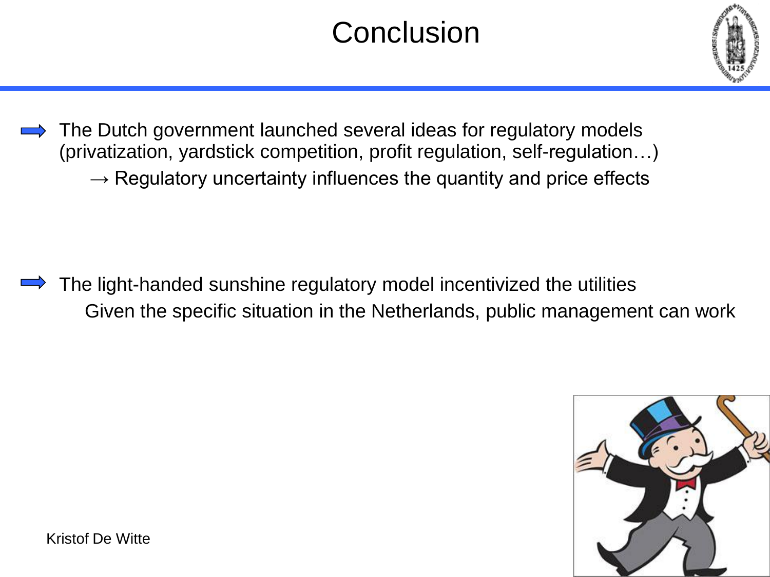# Conclusion

- The Dutch government launched several ideas for regulatory models (privatization, yardstick competition, profit regulation, self-regulation…)
  - → Regulatory uncertainty influences the quantity and price effects

- The light-handed sunshine regulatory model incentivized the utilities
  - Given the specific situation in the Netherlands, public management can work

Kristof De Witte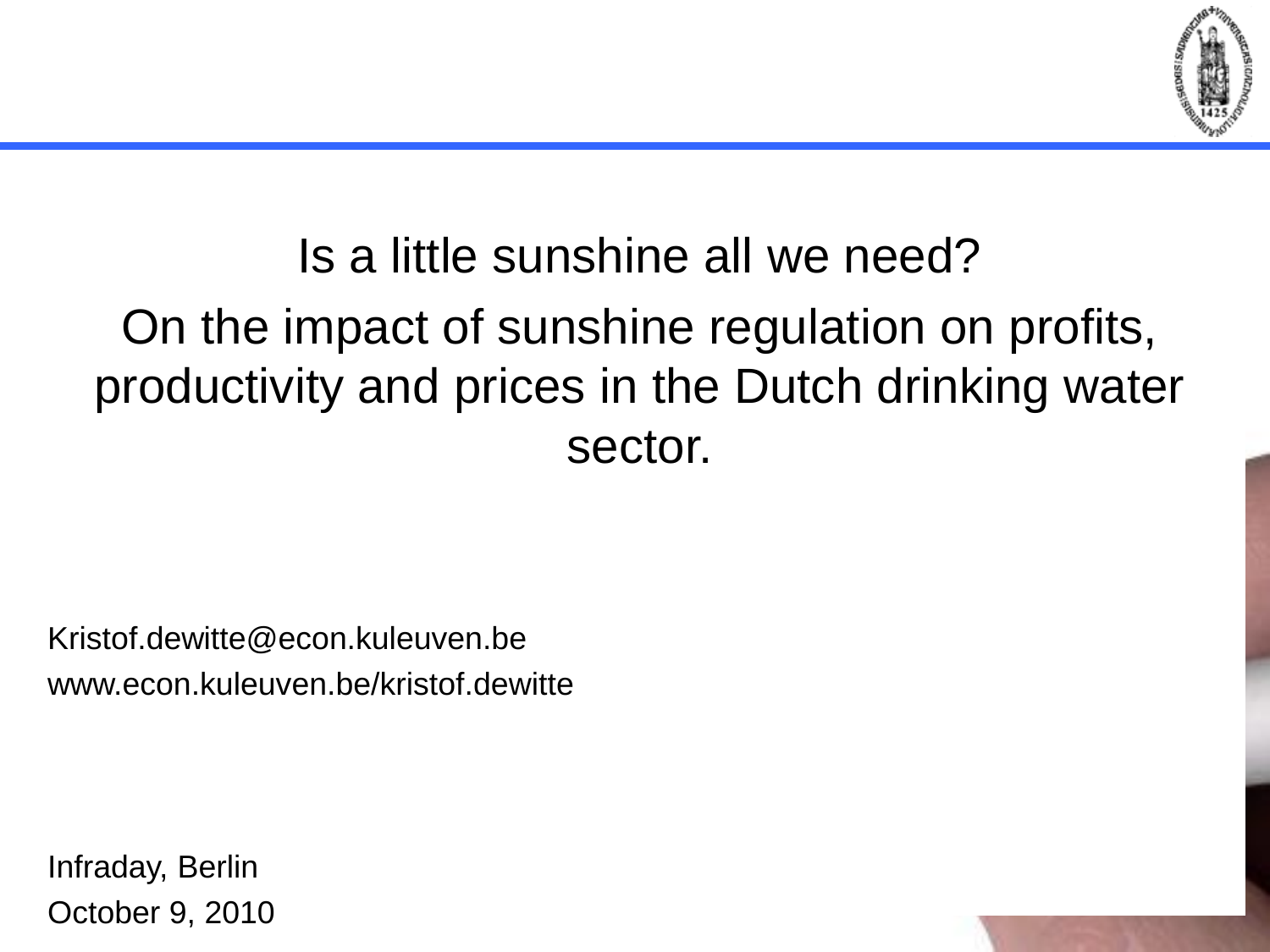# Is a little sunshine all we need?

## On the impact of sunshine regulation on profits, productivity and prices in the Dutch drinking water sector.

Kristof.dewitte@econ.kuleuven.be

www.econ.kuleuven.be/kristof.dewitte

Infraday, Berlin

October 9, 2010